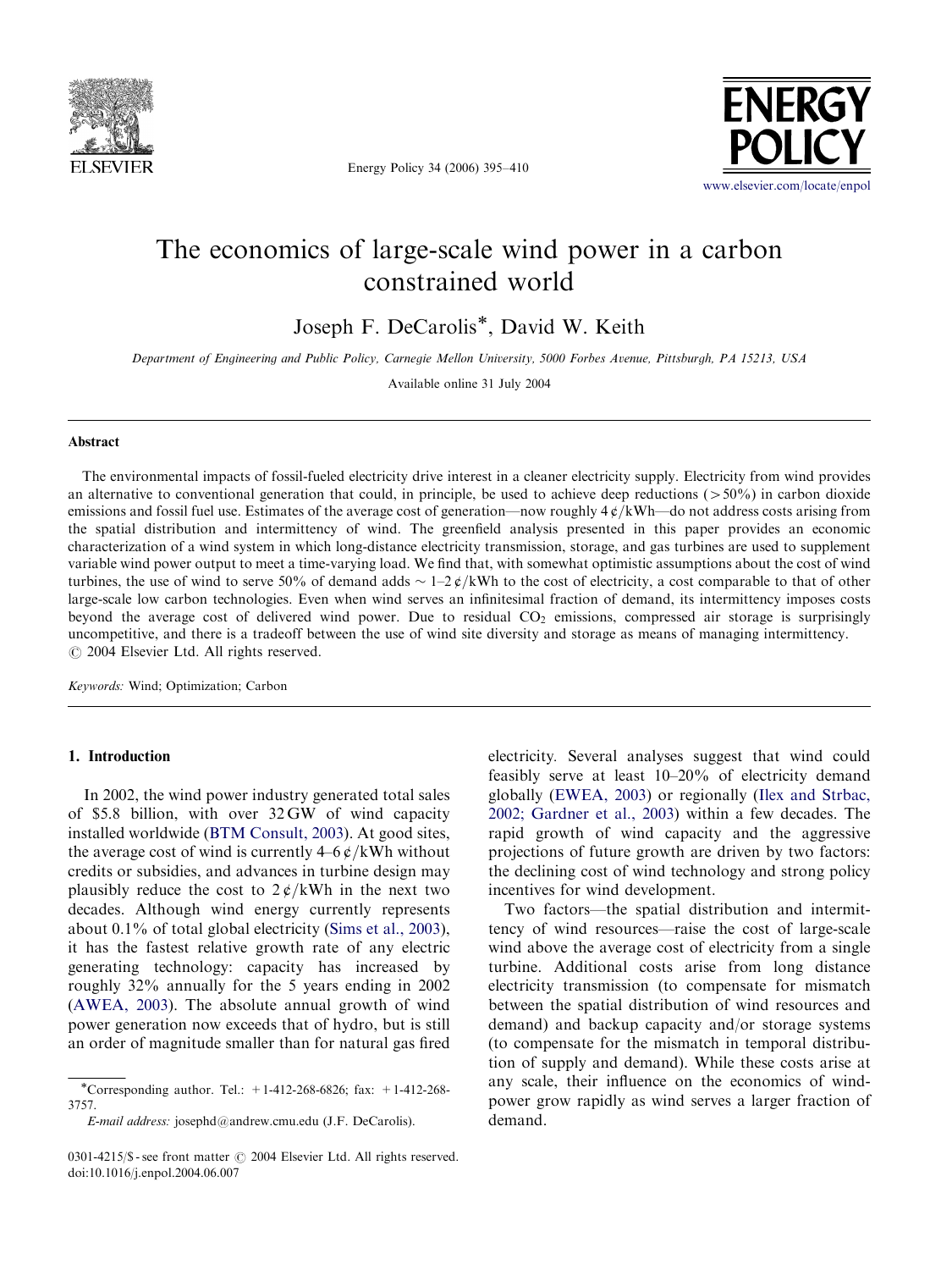# The economics of large-scale wind power in a carbon constrained world

Joseph F. DeCarolis*, David W. Keith

*Department of Engineering and Public Policy, Carnegie Mellon University, 5000 Forbes Avenue, Pittsburgh, PA 15213, USA*

Available online 31 July 2004

## Abstract

The environmental impacts of fossil-fueled electricity drive interest in a cleaner electricity supply. Electricity from wind provides an alternative to conventional generation that could, in principle, be used to achieve deep reductions (>50%) in carbon dioxide emissions and fossil fuel use. Estimates of the average cost of generation—now roughly 4¢/kWh—do not address costs arising from the spatial distribution and intermittency of wind. The greenfield analysis presented in this paper provides an economic characterization of a wind system in which long-distance electricity transmission, storage, and gas turbines are used to supplement variable wind power output to meet a time-varying load. We find that, with somewhat optimistic assumptions about the cost of wind turbines, the use of wind to serve 50% of demand adds ~1–2¢/kWh to the cost of electricity, a cost comparable to that of other large-scale low carbon technologies. Even when wind serves an infinitesimal fraction of demand, its intermittency imposes costs beyond the average cost of delivered wind power. Due to residual $CO_2$ emissions, compressed air storage is surprisingly uncompetitive, and there is a tradeoff between the use of wind site diversity and storage as means of managing intermittency.
© 2004 Elsevier Ltd. All rights reserved.

*Keywords:* Wind; Optimization; Carbon

## 1. Introduction

In 2002, the wind power industry generated total sales of \$5.8 billion, with over 32 GW of wind capacity installed worldwide (BTM Consult, 2003). At good sites, the average cost of wind is currently 4–6¢/kWh without credits or subsidies, and advances in turbine design may plausibly reduce the cost to 2¢/kWh in the next two decades. Although wind energy currently represents about 0.1% of total global electricity (Sims et al., 2003), it has the fastest relative growth rate of any electric generating technology: capacity has increased by roughly 32% annually for the 5 years ending in 2002 (AWEA, 2003). The absolute annual growth of wind power generation now exceeds that of hydro, but is still an order of magnitude smaller than for natural gas fired electricity. Several analyses suggest that wind could feasibly serve at least 10–20% of electricity demand globally (EWEA, 2003) or regionally (Ilex and Strbac, 2002; Gardner et al., 2003) within a few decades. The rapid growth of wind capacity and the aggressive projections of future growth are driven by two factors: the declining cost of wind technology and strong policy incentives for wind development.

Two factors—the spatial distribution and intermittency of wind resources—raise the cost of large-scale wind above the average cost of electricity from a single turbine. Additional costs arise from long distance electricity transmission (to compensate for mismatch between the spatial distribution of wind resources and demand) and backup capacity and/or storage systems (to compensate for the mismatch in temporal distribution of supply and demand). While these costs arise at any scale, their influence on the economics of windpower grow rapidly as wind serves a larger fraction of demand.

*Corresponding author. Tel.: +1-412-268-6826; fax: +1-412-268-3757.
*E-mail address:* josephd@andrew.cmu.edu (J.F. DeCarolis).

0301-4215/\$ - see front matter © 2004 Elsevier Ltd. All rights reserved.
doi:10.1016/j.enpol.2004.06.007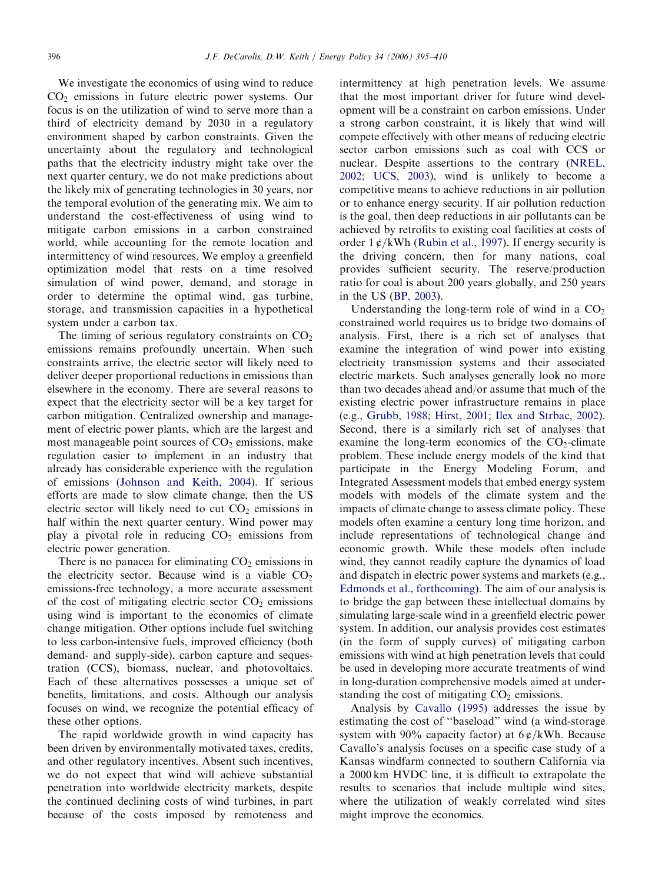We investigate the economics of using wind to reduce $CO_2$ emissions in future electric power systems. Our focus is on the utilization of wind to serve more than a third of electricity demand by 2030 in a regulatory environment shaped by carbon constraints. Given the uncertainty about the regulatory and technological paths that the electricity industry might take over the next quarter century, we do not make predictions about the likely mix of generating technologies in 30 years, nor the temporal evolution of the generating mix. We aim to understand the cost-effectiveness of using wind to mitigate carbon emissions in a carbon constrained world, while accounting for the remote location and intermittency of wind resources. We employ a greenfield optimization model that rests on a time resolved simulation of wind power, demand, and storage in order to determine the optimal wind, gas turbine, storage, and transmission capacities in a hypothetical system under a carbon tax.

The timing of serious regulatory constraints on $CO_2$ emissions remains profoundly uncertain. When such constraints arrive, the electric sector will likely need to deliver deeper proportional reductions in emissions than elsewhere in the economy. There are several reasons to expect that the electricity sector will be a key target for carbon mitigation. Centralized ownership and management of electric power plants, which are the largest and most manageable point sources of $CO_2$ emissions, make regulation easier to implement in an industry that already has considerable experience with the regulation of emissions (Johnson and Keith, 2004). If serious efforts are made to slow climate change, then the US electric sector will likely need to cut $CO_2$ emissions in half within the next quarter century. Wind power may play a pivotal role in reducing $CO_2$ emissions from electric power generation.

There is no panacea for eliminating $CO_2$ emissions in the electricity sector. Because wind is a viable $CO_2$ emissions-free technology, a more accurate assessment of the cost of mitigating electric sector $CO_2$ emissions using wind is important to the economics of climate change mitigation. Other options include fuel switching to less carbon-intensive fuels, improved efficiency (both demand- and supply-side), carbon capture and sequestration (CCS), biomass, nuclear, and photovoltaics. Each of these alternatives possesses a unique set of benefits, limitations, and costs. Although our analysis focuses on wind, we recognize the potential efficacy of these other options.

The rapid worldwide growth in wind capacity has been driven by environmentally motivated taxes, credits, and other regulatory incentives. Absent such incentives, we do not expect that wind will achieve substantial penetration into worldwide electricity markets, despite the continued declining costs of wind turbines, in part because of the costs imposed by remoteness and intermittency at high penetration levels. We assume that the most important driver for future wind development will be a constraint on carbon emissions. Under a strong carbon constraint, it is likely that wind will compete effectively with other means of reducing electric sector carbon emissions such as coal with CCS or nuclear. Despite assertions to the contrary (NREL, 2002; UCS, 2003), wind is unlikely to become a competitive means to achieve reductions in air pollution or to enhance energy security. If air pollution reduction is the goal, then deep reductions in air pollutants can be achieved by retrofits to existing coal facilities at costs of order 1 ¢/kWh (Rubin et al., 1997). If energy security is the driving concern, then for many nations, coal provides sufficient security. The reserve/production ratio for coal is about 200 years globally, and 250 years in the US (BP, 2003).

Understanding the long-term role of wind in a $CO_2$ constrained world requires us to bridge two domains of analysis. First, there is a rich set of analyses that examine the integration of wind power into existing electricity transmission systems and their associated electric markets. Such analyses generally look no more than two decades ahead and/or assume that much of the existing electric power infrastructure remains in place (e.g., Grubb, 1988; Hirst, 2001; Ilex and Strbac, 2002). Second, there is a similarly rich set of analyses that examine the long-term economics of the $CO_2$-climate problem. These include energy models of the kind that participate in the Energy Modeling Forum, and Integrated Assessment models that embed energy system models with models of the climate system and the impacts of climate change to assess climate policy. These models often examine a century long time horizon, and include representations of technological change and economic growth. While these models often include wind, they cannot readily capture the dynamics of load and dispatch in electric power systems and markets (e.g., Edmonds et al., forthcoming). The aim of our analysis is to bridge the gap between these intellectual domains by simulating large-scale wind in a greenfield electric power system. In addition, our analysis provides cost estimates (in the form of supply curves) of mitigating carbon emissions with wind at high penetration levels that could be used in developing more accurate treatments of wind in long-duration comprehensive models aimed at understanding the cost of mitigating $CO_2$ emissions.

Analysis by Cavallo (1995) addresses the issue by estimating the cost of "baseload" wind (a wind-storage system with 90% capacity factor) at 6 ¢/kWh. Because Cavallo's analysis focuses on a specific case study of a Kansas windfarm connected to southern California via a 2000 km HVDC line, it is difficult to extrapolate the results to scenarios that include multiple wind sites, where the utilization of weakly correlated wind sites might improve the economics.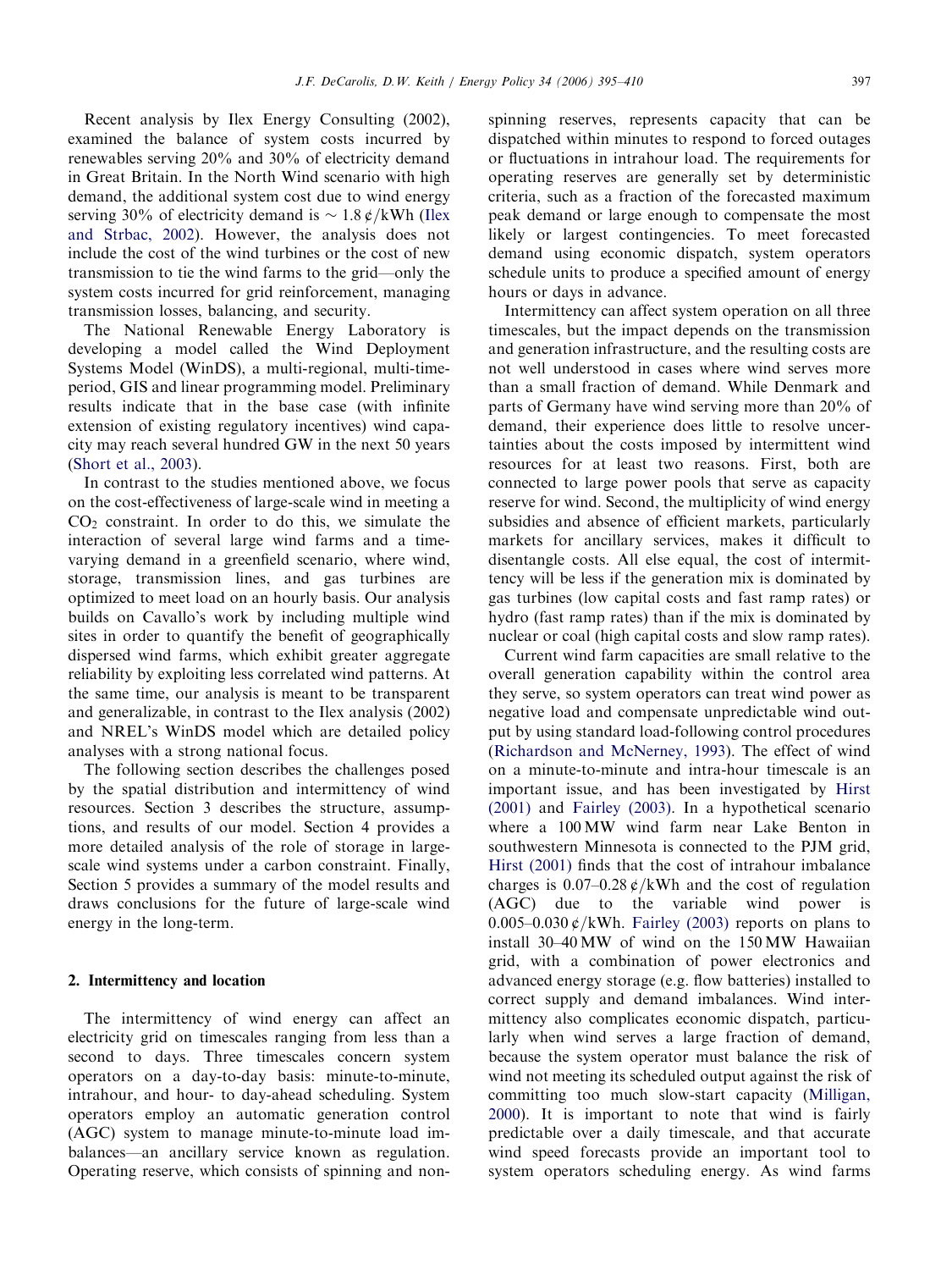Recent analysis by Ilex Energy Consulting (2002), examined the balance of system costs incurred by renewables serving 20% and 30% of electricity demand in Great Britain. In the North Wind scenario with high demand, the additional system cost due to wind energy serving 30% of electricity demand is ~ 1.8 ¢/kWh (Ilex and Strbac, 2002). However, the analysis does not include the cost of the wind turbines or the cost of new transmission to tie the wind farms to the grid—only the system costs incurred for grid reinforcement, managing transmission losses, balancing, and security.

The National Renewable Energy Laboratory is developing a model called the Wind Deployment Systems Model (WinDS), a multi-regional, multi-time-period, GIS and linear programming model. Preliminary results indicate that in the base case (with infinite extension of existing regulatory incentives) wind capacity may reach several hundred GW in the next 50 years (Short et al., 2003).

In contrast to the studies mentioned above, we focus on the cost-effectiveness of large-scale wind in meeting a $CO_2$ constraint. In order to do this, we simulate the interaction of several large wind farms and a time-varying demand in a greenfield scenario, where wind, storage, transmission lines, and gas turbines are optimized to meet load on an hourly basis. Our analysis builds on Cavallo's work by including multiple wind sites in order to quantify the benefit of geographically dispersed wind farms, which exhibit greater aggregate reliability by exploiting less correlated wind patterns. At the same time, our analysis is meant to be transparent and generalizable, in contrast to the Ilex analysis (2002) and NREL's WinDS model which are detailed policy analyses with a strong national focus.

The following section describes the challenges posed by the spatial distribution and intermittency of wind resources. Section 3 describes the structure, assumptions, and results of our model. Section 4 provides a more detailed analysis of the role of storage in large-scale wind systems under a carbon constraint. Finally, Section 5 provides a summary of the model results and draws conclusions for the future of large-scale wind energy in the long-term.

## 2. Intermittency and location

The intermittency of wind energy can affect an electricity grid on timescales ranging from less than a second to days. Three timescales concern system operators on a day-to-day basis: minute-to-minute, intrahour, and hour- to day-ahead scheduling. System operators employ an automatic generation control (AGC) system to manage minute-to-minute load imbalances—an ancillary service known as regulation. Operating reserve, which consists of spinning and non-spinning reserves, represents capacity that can be dispatched within minutes to respond to forced outages or fluctuations in intrahour load. The requirements for operating reserves are generally set by deterministic criteria, such as a fraction of the forecasted maximum peak demand or large enough to compensate the most likely or largest contingencies. To meet forecasted demand using economic dispatch, system operators schedule units to produce a specified amount of energy hours or days in advance.

Intermittency can affect system operation on all three timescales, but the impact depends on the transmission and generation infrastructure, and the resulting costs are not well understood in cases where wind serves more than a small fraction of demand. While Denmark and parts of Germany have wind serving more than 20% of demand, their experience does little to resolve uncertainties about the costs imposed by intermittent wind resources for at least two reasons. First, both are connected to large power pools that serve as capacity reserve for wind. Second, the multiplicity of wind energy subsidies and absence of efficient markets, particularly markets for ancillary services, makes it difficult to disentangle costs. All else equal, the cost of intermittency will be less if the generation mix is dominated by gas turbines (low capital costs and fast ramp rates) or hydro (fast ramp rates) than if the mix is dominated by nuclear or coal (high capital costs and slow ramp rates).

Current wind farm capacities are small relative to the overall generation capability within the control area they serve, so system operators can treat wind power as negative load and compensate unpredictable wind output by using standard load-following control procedures (Richardson and McNerney, 1993). The effect of wind on a minute-to-minute and intra-hour timescale is an important issue, and has been investigated by Hirst (2001) and Fairley (2003). In a hypothetical scenario where a 100 MW wind farm near Lake Benton in southwestern Minnesota is connected to the PJM grid, Hirst (2001) finds that the cost of intrahour imbalance charges is 0.07–0.28 ¢/kWh and the cost of regulation (AGC) due to the variable wind power is 0.005–0.030 ¢/kWh. Fairley (2003) reports on plans to install 30–40 MW of wind on the 150 MW Hawaiian grid, with a combination of power electronics and advanced energy storage (e.g. flow batteries) installed to correct supply and demand imbalances. Wind intermittency also complicates economic dispatch, particularly when wind serves a large fraction of demand, because the system operator must balance the risk of wind not meeting its scheduled output against the risk of committing too much slow-start capacity (Milligan, 2000). It is important to note that wind is fairly predictable over a daily timescale, and that accurate wind speed forecasts provide an important tool to system operators scheduling energy. As wind farms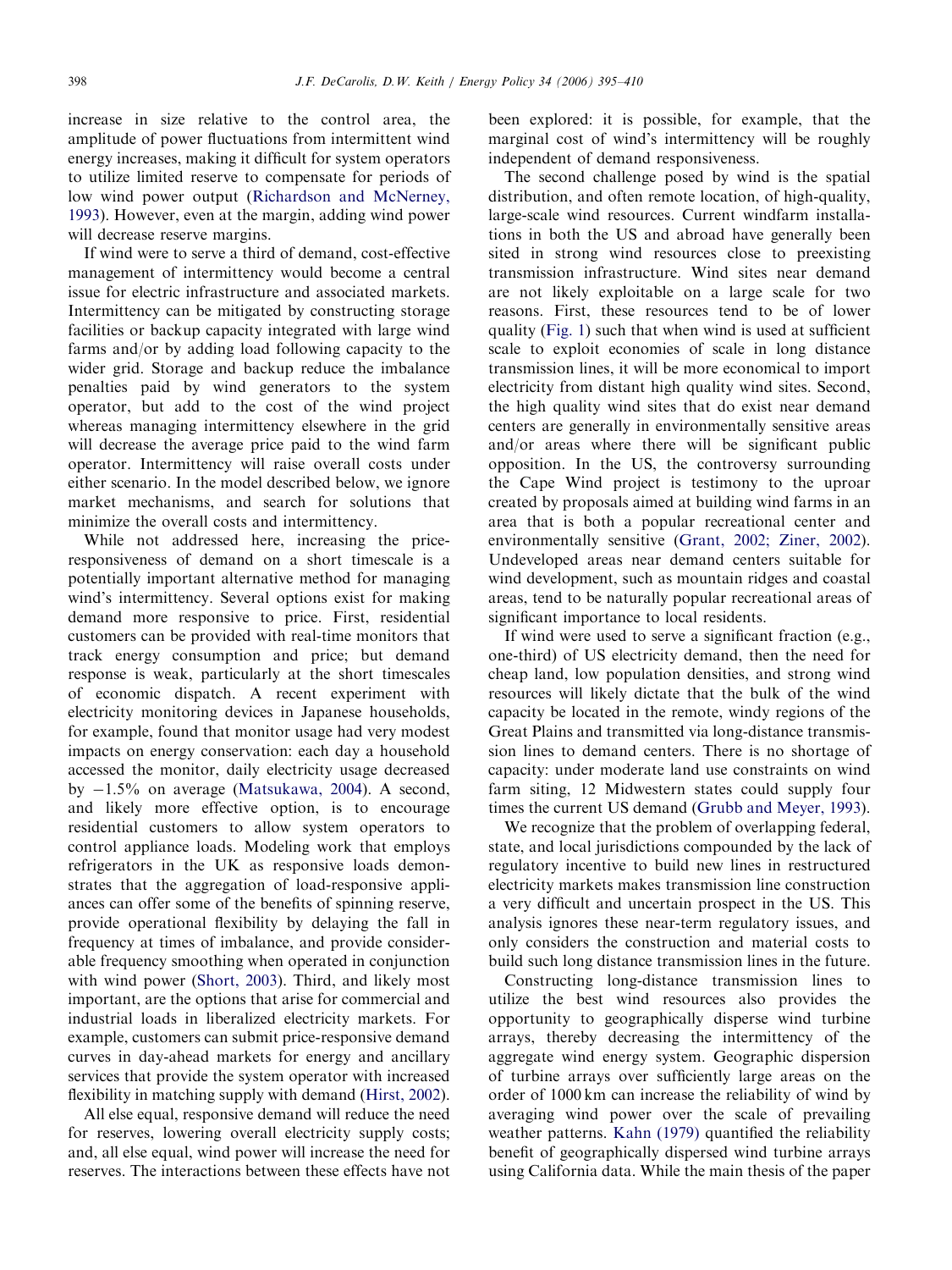increase in size relative to the control area, the amplitude of power fluctuations from intermittent wind energy increases, making it difficult for system operators to utilize limited reserve to compensate for periods of low wind power output (Richardson and McNerney, 1993). However, even at the margin, adding wind power will decrease reserve margins.

If wind were to serve a third of demand, cost-effective management of intermittency would become a central issue for electric infrastructure and associated markets. Intermittency can be mitigated by constructing storage facilities or backup capacity integrated with large wind farms and/or by adding load following capacity to the wider grid. Storage and backup reduce the imbalance penalties paid by wind generators to the system operator, but add to the cost of the wind project whereas managing intermittency elsewhere in the grid will decrease the average price paid to the wind farm operator. Intermittency will raise overall costs under either scenario. In the model described below, we ignore market mechanisms, and search for solutions that minimize the overall costs and intermittency.

While not addressed here, increasing the price-responsiveness of demand on a short timescale is a potentially important alternative method for managing wind's intermittency. Several options exist for making demand more responsive to price. First, residential customers can be provided with real-time monitors that track energy consumption and price; but demand response is weak, particularly at the short timescales of economic dispatch. A recent experiment with electricity monitoring devices in Japanese households, for example, found that monitor usage had very modest impacts on energy conservation: each day a household accessed the monitor, daily electricity usage decreased by $-1.5\%$ on average (Matsukawa, 2004). A second, and likely more effective option, is to encourage residential customers to allow system operators to control appliance loads. Modeling work that employs refrigerators in the UK as responsive loads demonstrates that the aggregation of load-responsive appliances can offer some of the benefits of spinning reserve, provide operational flexibility by delaying the fall in frequency at times of imbalance, and provide considerable frequency smoothing when operated in conjunction with wind power (Short, 2003). Third, and likely most important, are the options that arise for commercial and industrial loads in liberalized electricity markets. For example, customers can submit price-responsive demand curves in day-ahead markets for energy and ancillary services that provide the system operator with increased flexibility in matching supply with demand (Hirst, 2002).

All else equal, responsive demand will reduce the need for reserves, lowering overall electricity supply costs; and, all else equal, wind power will increase the need for reserves. The interactions between these effects have not been explored: it is possible, for example, that the marginal cost of wind's intermittency will be roughly independent of demand responsiveness.

The second challenge posed by wind is the spatial distribution, and often remote location, of high-quality, large-scale wind resources. Current windfarm installations in both the US and abroad have generally been sited in strong wind resources close to preexisting transmission infrastructure. Wind sites near demand are not likely exploitable on a large scale for two reasons. First, these resources tend to be of lower quality (Fig. 1) such that when wind is used at sufficient scale to exploit economies of scale in long distance transmission lines, it will be more economical to import electricity from distant high quality wind sites. Second, the high quality wind sites that do exist near demand centers are generally in environmentally sensitive areas and/or areas where there will be significant public opposition. In the US, the controversy surrounding the Cape Wind project is testimony to the uproar created by proposals aimed at building wind farms in an area that is both a popular recreational center and environmentally sensitive (Grant, 2002; Ziner, 2002). Undeveloped areas near demand centers suitable for wind development, such as mountain ridges and coastal areas, tend to be naturally popular recreational areas of significant importance to local residents.

If wind were used to serve a significant fraction (e.g., one-third) of US electricity demand, then the need for cheap land, low population densities, and strong wind resources will likely dictate that the bulk of the wind capacity be located in the remote, windy regions of the Great Plains and transmitted via long-distance transmission lines to demand centers. There is no shortage of capacity: under moderate land use constraints on wind farm siting, 12 Midwestern states could supply four times the current US demand (Grubb and Meyer, 1993).

We recognize that the problem of overlapping federal, state, and local jurisdictions compounded by the lack of regulatory incentive to build new lines in restructured electricity markets makes transmission line construction a very difficult and uncertain prospect in the US. This analysis ignores these near-term regulatory issues, and only considers the construction and material costs to build such long distance transmission lines in the future.

Constructing long-distance transmission lines to utilize the best wind resources also provides the opportunity to geographically disperse wind turbine arrays, thereby decreasing the intermittency of the aggregate wind energy system. Geographic dispersion of turbine arrays over sufficiently large areas on the order of 1000 km can increase the reliability of wind by averaging wind power over the scale of prevailing weather patterns. Kahn (1979) quantified the reliability benefit of geographically dispersed wind turbine arrays using California data. While the main thesis of the paper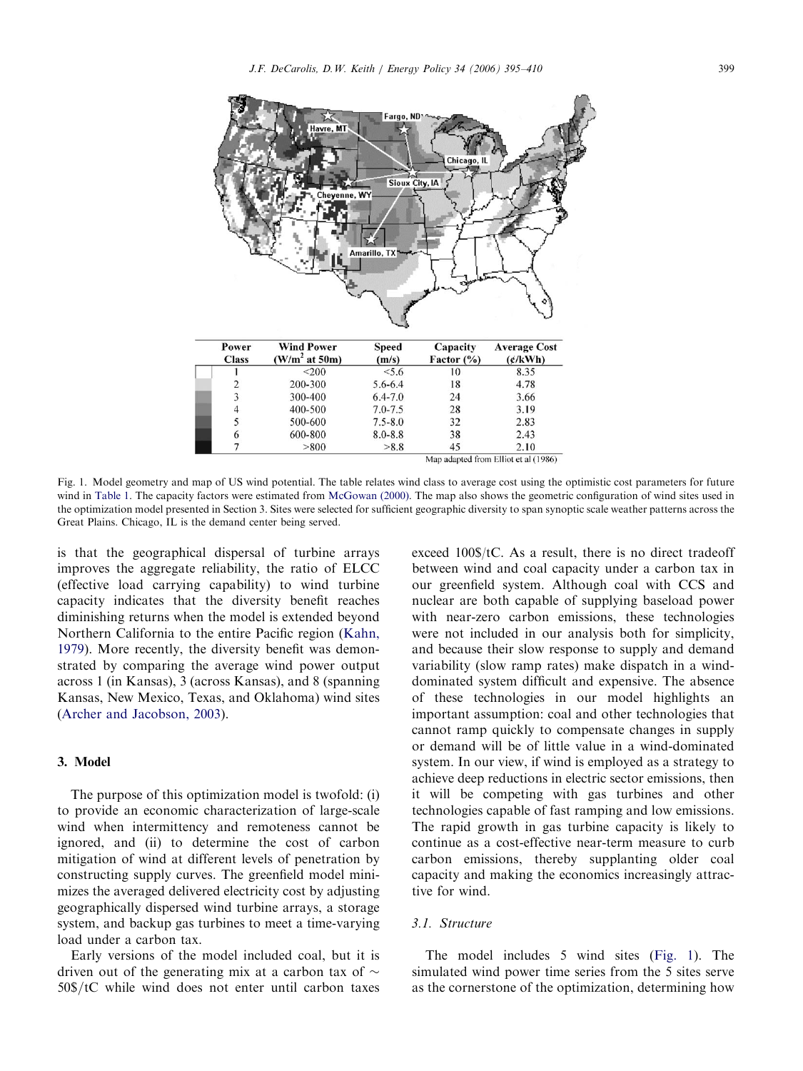| Power Class | Wind Power (W/m$^2$ at 50m) | Speed (m/s) | Capacity Factor (%) | Average Cost (¢/kWh) |
|---|---|---|---|---|
| 1 | <200 | <5.6 | 10 | 8.35 |
| 2 | 200-300 | 5.6-6.4 | 18 | 4.78 |
| 3 | 300-400 | 6.4-7.0 | 24 | 3.66 |
| 4 | 400-500 | 7.0-7.5 | 28 | 3.19 |
| 5 | 500-600 | 7.5-8.0 | 32 | 2.83 |
| 6 | 600-800 | 8.0-8.8 | 38 | 2.43 |
| 7 | >800 | >8.8 | 45 | 2.10 |

Map adapted from Elliot et al (1986)

Fig. 1. Model geometry and map of US wind potential. The table relates wind class to average cost using the optimistic cost parameters for future wind in Table 1. The capacity factors were estimated from McGowan (2000). The map also shows the geometric configuration of wind sites used in the optimization model presented in Section 3. Sites were selected for sufficient geographic diversity to span synoptic scale weather patterns across the Great Plains. Chicago, IL is the demand center being served.

is that the geographical dispersal of turbine arrays improves the aggregate reliability, the ratio of ELCC (effective load carrying capability) to wind turbine capacity indicates that the diversity benefit reaches diminishing returns when the model is extended beyond Northern California to the entire Pacific region (Kahn, 1979). More recently, the diversity benefit was demonstrated by comparing the average wind power output across 1 (in Kansas), 3 (across Kansas), and 8 (spanning Kansas, New Mexico, Texas, and Oklahoma) wind sites (Archer and Jacobson, 2003).

## 3. Model

The purpose of this optimization model is twofold: (i) to provide an economic characterization of large-scale wind when intermittency and remoteness cannot be ignored, and (ii) to determine the cost of carbon mitigation of wind at different levels of penetration by constructing supply curves. The greenfield model minimizes the averaged delivered electricity cost by adjusting geographically dispersed wind turbine arrays, a storage system, and backup gas turbines to meet a time-varying load under a carbon tax.

Early versions of the model included coal, but it is driven out of the generating mix at a carbon tax of ~ 50\$/tC while wind does not enter until carbon taxes exceed 100\$/tC. As a result, there is no direct tradeoff between wind and coal capacity under a carbon tax in our greenfield system. Although coal with CCS and nuclear are both capable of supplying baseload power with near-zero carbon emissions, these technologies were not included in our analysis both for simplicity, and because their slow response to supply and demand variability (slow ramp rates) make dispatch in a wind-dominated system difficult and expensive. The absence of these technologies in our model highlights an important assumption: coal and other technologies that cannot ramp quickly to compensate changes in supply or demand will be of little value in a wind-dominated system. In our view, if wind is employed as a strategy to achieve deep reductions in electric sector emissions, then it will be competing with gas turbines and other technologies capable of fast ramping and low emissions. The rapid growth in gas turbine capacity is likely to continue as a cost-effective near-term measure to curb carbon emissions, thereby supplanting older coal capacity and making the economics increasingly attractive for wind.

### 3.1. Structure

The model includes 5 wind sites (Fig. 1). The simulated wind power time series from the 5 sites serve as the cornerstone of the optimization, determining how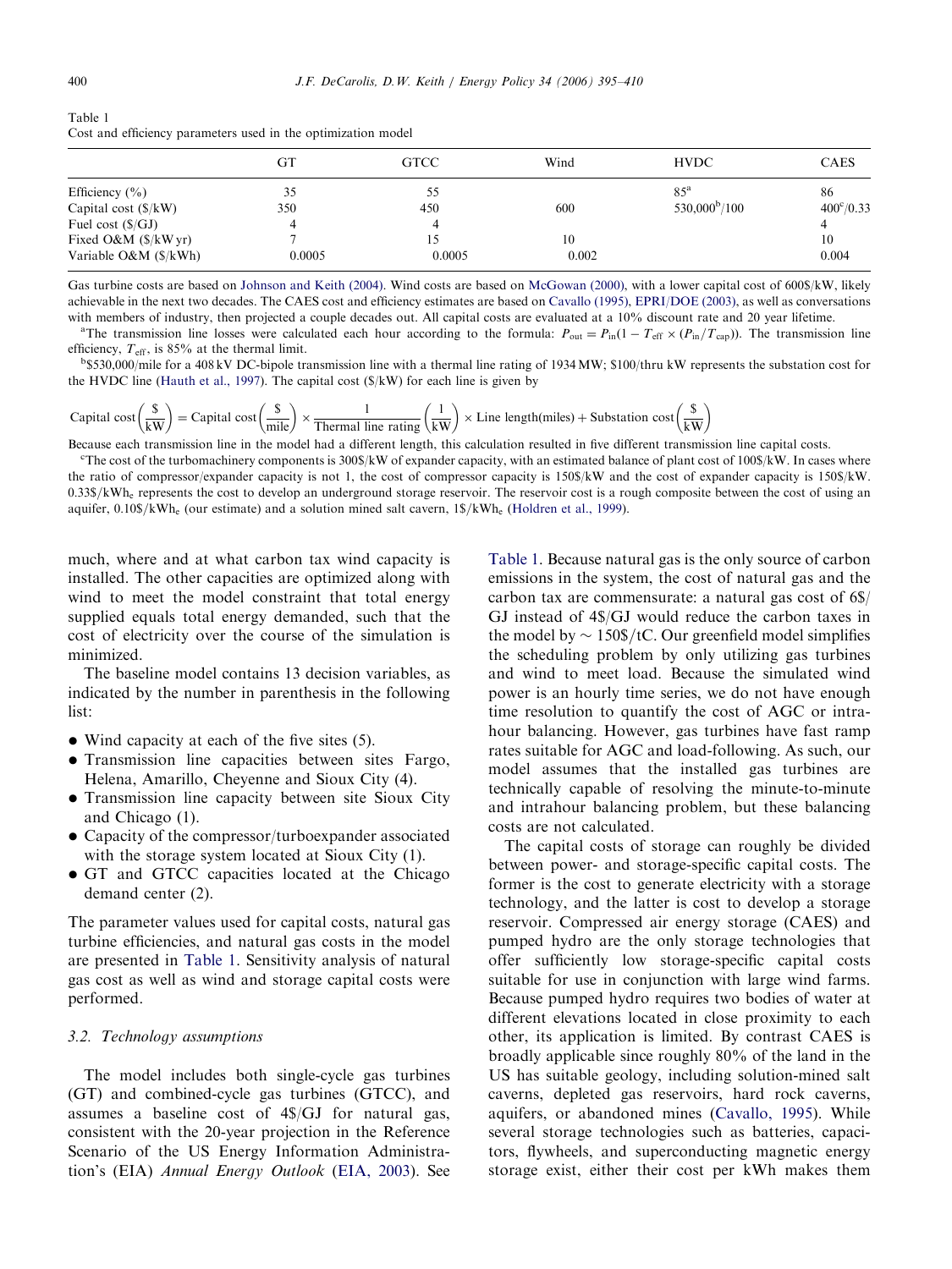Table 1
Cost and efficiency parameters used in the optimization model

| | GT | GTCC | Wind | HVDC | CAES |
|---|---|---|---|---|---|
| Efficiency (%) | 35 | 55 | | 85[a] | 86 |
| Capital cost ($/kW) | 350 | 450 | 600 | 530,000[b]/100 | 400[c]/0.33 |
| Fuel cost ($/GJ) | 4 | 4 | | | 4 |
| Fixed O&M ($/kW yr) | 7 | 15 | 10 | | 10 |
| Variable O&M ($/kWh) | 0.0005 | 0.0005 | 0.002 | | 0.004 |

Gas turbine costs are based on Johnson and Keith (2004). Wind costs are based on McGowan (2000), with a lower capital cost of 600$/kW, likely achievable in the next two decades. The CAES cost and efficiency estimates are based on Cavallo (1995), EPRI/DOE (2003), as well as conversations with members of industry, then projected a couple decades out. All capital costs are evaluated at a 10% discount rate and 20 year lifetime.

[a]The transmission line losses were calculated each hour according to the formula: $P_{out} = P_{in}(1 - T_{eff} \times (P_{in}/T_{cap}))$. The transmission line efficiency, $T_{eff}$, is 85% at the thermal limit.

[b]$530,000/mile for a 408 kV DC-bipole transmission line with a thermal line rating of 1934 MW; $100/thru kW represents the substation cost for the HVDC line (Hauth et al., 1997). The capital cost ($/kW) for each line is given by

$$\text{Capital cost}\left(\frac{\$}{\text{kW}}\right) = \text{Capital cost}\left(\frac{\$}{\text{mile}}\right) \times \frac{1}{\text{Thermal line rating}}\left(\frac{1}{\text{kW}}\right) \times \text{Line length(miles)} + \text{Substation cost}\left(\frac{\$}{\text{kW}}\right)$$

Because each transmission line in the model had a different length, this calculation resulted in five different transmission line capital costs.

[c]The cost of the turbomachinery components is 300$/kW of expander capacity, with an estimated balance of plant cost of 100$/kW. In cases where the ratio of compressor/expander capacity is not 1, the cost of compressor capacity is 150$/kW and the cost of expander capacity is 150$/kW. 0.33$/kWh$_e$ represents the cost to develop an underground storage reservoir. The reservoir cost is a rough composite between the cost of using an aquifer, 0.10$/kWh$_e$ (our estimate) and a solution mined salt cavern, 1$/kWh$_e$ (Holdren et al., 1999).

much, where and at what carbon tax wind capacity is installed. The other capacities are optimized along with wind to meet the model constraint that total energy supplied equals total energy demanded, such that the cost of electricity over the course of the simulation is minimized.

The baseline model contains 13 decision variables, as indicated by the number in parenthesis in the following list:

- Wind capacity at each of the five sites (5).
- Transmission line capacities between sites Fargo, Helena, Amarillo, Cheyenne and Sioux City (4).
- Transmission line capacity between site Sioux City and Chicago (1).
- Capacity of the compressor/turboexpander associated with the storage system located at Sioux City (1).
- GT and GTCC capacities located at the Chicago demand center (2).

The parameter values used for capital costs, natural gas turbine efficiencies, and natural gas costs in the model are presented in Table 1. Sensitivity analysis of natural gas cost as well as wind and storage capital costs were performed.

### 3.2. Technology assumptions

The model includes both single-cycle gas turbines (GT) and combined-cycle gas turbines (GTCC), and assumes a baseline cost of 4$/GJ for natural gas, consistent with the 20-year projection in the Reference Scenario of the US Energy Information Administration's (EIA) *Annual Energy Outlook* (EIA, 2003). See Table 1. Because natural gas is the only source of carbon emissions in the system, the cost of natural gas and the carbon tax are commensurate: a natural gas cost of 6$/GJ instead of 4$/GJ would reduce the carbon taxes in the model by ~ 150$/tC. Our greenfield model simplifies the scheduling problem by only utilizing gas turbines and wind to meet load. Because the simulated wind power is an hourly time series, we do not have enough time resolution to quantify the cost of AGC or intra-hour balancing. However, gas turbines have fast ramp rates suitable for AGC and load-following. As such, our model assumes that the installed gas turbines are technically capable of resolving the minute-to-minute and intrahour balancing problem, but these balancing costs are not calculated.

The capital costs of storage can roughly be divided between power- and storage-specific capital costs. The former is the cost to generate electricity with a storage technology, and the latter is cost to develop a storage reservoir. Compressed air energy storage (CAES) and pumped hydro are the only storage technologies that offer sufficiently low storage-specific capital costs suitable for use in conjunction with large wind farms. Because pumped hydro requires two bodies of water at different elevations located in close proximity to each other, its application is limited. By contrast CAES is broadly applicable since roughly 80% of the land in the US has suitable geology, including solution-mined salt caverns, depleted gas reservoirs, hard rock caverns, aquifers, or abandoned mines (Cavallo, 1995). While several storage technologies such as batteries, capacitors, flywheels, and superconducting magnetic energy storage exist, either their cost per kWh makes them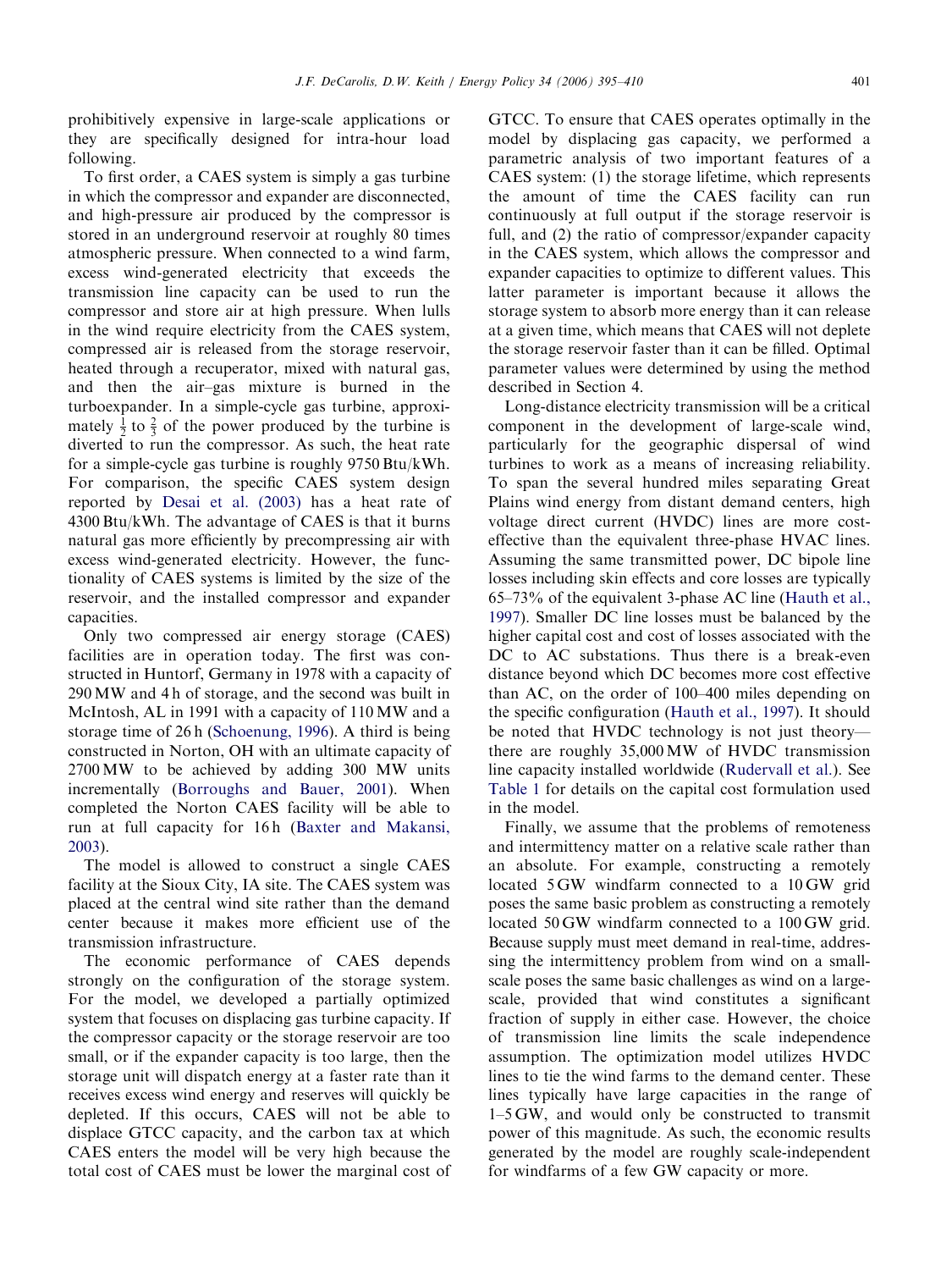prohibitively expensive in large-scale applications or they are specifically designed for intra-hour load following.

To first order, a CAES system is simply a gas turbine in which the compressor and expander are disconnected, and high-pressure air produced by the compressor is stored in an underground reservoir at roughly 80 times atmospheric pressure. When connected to a wind farm, excess wind-generated electricity that exceeds the transmission line capacity can be used to run the compressor and store air at high pressure. When lulls in the wind require electricity from the CAES system, compressed air is released from the storage reservoir, heated through a recuperator, mixed with natural gas, and then the air–gas mixture is burned in the turboexpander. In a simple-cycle gas turbine, approximately $\frac{1}{2}$ to $\frac{2}{3}$ of the power produced by the turbine is diverted to run the compressor. As such, the heat rate for a simple-cycle gas turbine is roughly 9750 Btu/kWh. For comparison, the specific CAES system design reported by Desai et al. (2003) has a heat rate of 4300 Btu/kWh. The advantage of CAES is that it burns natural gas more efficiently by precompressing air with excess wind-generated electricity. However, the functionality of CAES systems is limited by the size of the reservoir, and the installed compressor and expander capacities.

Only two compressed air energy storage (CAES) facilities are in operation today. The first was constructed in Huntorf, Germany in 1978 with a capacity of 290 MW and 4 h of storage, and the second was built in McIntosh, AL in 1991 with a capacity of 110 MW and a storage time of 26 h (Schoenung, 1996). A third is being constructed in Norton, OH with an ultimate capacity of 2700 MW to be achieved by adding 300 MW units incrementally (Borroughs and Bauer, 2001). When completed the Norton CAES facility will be able to run at full capacity for 16 h (Baxter and Makansi, 2003).

The model is allowed to construct a single CAES facility at the Sioux City, IA site. The CAES system was placed at the central wind site rather than the demand center because it makes more efficient use of the transmission infrastructure.

The economic performance of CAES depends strongly on the configuration of the storage system. For the model, we developed a partially optimized system that focuses on displacing gas turbine capacity. If the compressor capacity or the storage reservoir are too small, or if the expander capacity is too large, then the storage unit will dispatch energy at a faster rate than it receives excess wind energy and reserves will quickly be depleted. If this occurs, CAES will not be able to displace GTCC capacity, and the carbon tax at which CAES enters the model will be very high because the total cost of CAES must be lower the marginal cost of GTCC. To ensure that CAES operates optimally in the model by displacing gas capacity, we performed a parametric analysis of two important features of a CAES system: (1) the storage lifetime, which represents the amount of time the CAES facility can run continuously at full output if the storage reservoir is full, and (2) the ratio of compressor/expander capacity in the CAES system, which allows the compressor and expander capacities to optimize to different values. This latter parameter is important because it allows the storage system to absorb more energy than it can release at a given time, which means that CAES will not deplete the storage reservoir faster than it can be filled. Optimal parameter values were determined by using the method described in Section 4.

Long-distance electricity transmission will be a critical component in the development of large-scale wind, particularly for the geographic dispersal of wind turbines to work as a means of increasing reliability. To span the several hundred miles separating Great Plains wind energy from distant demand centers, high voltage direct current (HVDC) lines are more cost-effective than the equivalent three-phase HVAC lines. Assuming the same transmitted power, DC bipole line losses including skin effects and core losses are typically 65–73% of the equivalent 3-phase AC line (Hauth et al., 1997). Smaller DC line losses must be balanced by the higher capital cost and cost of losses associated with the DC to AC substations. Thus there is a break-even distance beyond which DC becomes more cost effective than AC, on the order of 100–400 miles depending on the specific configuration (Hauth et al., 1997). It should be noted that HVDC technology is not just theory—there are roughly 35,000 MW of HVDC transmission line capacity installed worldwide (Rudervall et al.). See Table 1 for details on the capital cost formulation used in the model.

Finally, we assume that the problems of remoteness and intermittency matter on a relative scale rather than an absolute. For example, constructing a remotely located 5 GW windfarm connected to a 10 GW grid poses the same basic problem as constructing a remotely located 50 GW windfarm connected to a 100 GW grid. Because supply must meet demand in real-time, addressing the intermittency problem from wind on a small-scale poses the same basic challenges as wind on a large-scale, provided that wind constitutes a significant fraction of supply in either case. However, the choice of transmission line limits the scale independence assumption. The optimization model utilizes HVDC lines to tie the wind farms to the demand center. These lines typically have large capacities in the range of 1–5 GW, and would only be constructed to transmit power of this magnitude. As such, the economic results generated by the model are roughly scale-independent for windfarms of a few GW capacity or more.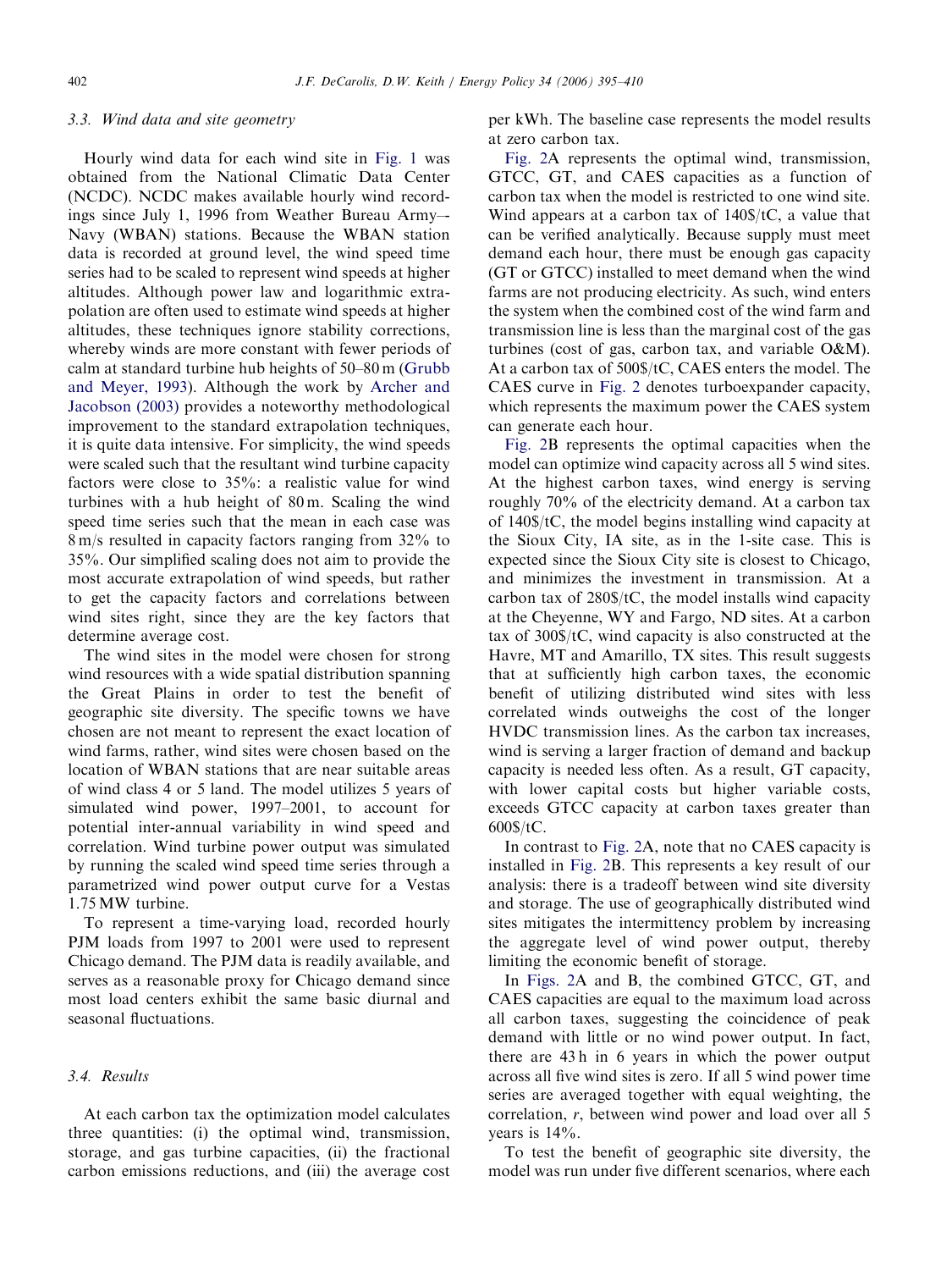### 3.3. Wind data and site geometry

Hourly wind data for each wind site in Fig. 1 was obtained from the National Climatic Data Center (NCDC). NCDC makes available hourly wind recordings since July 1, 1996 from Weather Bureau Army–-Navy (WBAN) stations. Because the WBAN station data is recorded at ground level, the wind speed time series had to be scaled to represent wind speeds at higher altitudes. Although power law and logarithmic extrapolation are often used to estimate wind speeds at higher altitudes, these techniques ignore stability corrections, whereby winds are more constant with fewer periods of calm at standard turbine hub heights of 50–80 m (Grubb and Meyer, 1993). Although the work by Archer and Jacobson (2003) provides a noteworthy methodological improvement to the standard extrapolation techniques, it is quite data intensive. For simplicity, the wind speeds were scaled such that the resultant wind turbine capacity factors were close to 35%: a realistic value for wind turbines with a hub height of 80 m. Scaling the wind speed time series such that the mean in each case was 8 m/s resulted in capacity factors ranging from 32% to 35%. Our simplified scaling does not aim to provide the most accurate extrapolation of wind speeds, but rather to get the capacity factors and correlations between wind sites right, since they are the key factors that determine average cost.

The wind sites in the model were chosen for strong wind resources with a wide spatial distribution spanning the Great Plains in order to test the benefit of geographic site diversity. The specific towns we have chosen are not meant to represent the exact location of wind farms, rather, wind sites were chosen based on the location of WBAN stations that are near suitable areas of wind class 4 or 5 land. The model utilizes 5 years of simulated wind power, 1997–2001, to account for potential inter-annual variability in wind speed and correlation. Wind turbine power output was simulated by running the scaled wind speed time series through a parametrized wind power output curve for a Vestas 1.75 MW turbine.

To represent a time-varying load, recorded hourly PJM loads from 1997 to 2001 were used to represent Chicago demand. The PJM data is readily available, and serves as a reasonable proxy for Chicago demand since most load centers exhibit the same basic diurnal and seasonal fluctuations.

### 3.4. Results

At each carbon tax the optimization model calculates three quantities: (i) the optimal wind, transmission, storage, and gas turbine capacities, (ii) the fractional carbon emissions reductions, and (iii) the average cost per kWh. The baseline case represents the model results at zero carbon tax.

Fig. 2A represents the optimal wind, transmission, GTCC, GT, and CAES capacities as a function of carbon tax when the model is restricted to one wind site. Wind appears at a carbon tax of 140\$/tC, a value that can be verified analytically. Because supply must meet demand each hour, there must be enough gas capacity (GT or GTCC) installed to meet demand when the wind farms are not producing electricity. As such, wind enters the system when the combined cost of the wind farm and transmission line is less than the marginal cost of the gas turbines (cost of gas, carbon tax, and variable O&M). At a carbon tax of 500\$/tC, CAES enters the model. The CAES curve in Fig. 2 denotes turboexpander capacity, which represents the maximum power the CAES system can generate each hour.

Fig. 2B represents the optimal capacities when the model can optimize wind capacity across all 5 wind sites. At the highest carbon taxes, wind energy is serving roughly 70% of the electricity demand. At a carbon tax of 140\$/tC, the model begins installing wind capacity at the Sioux City, IA site, as in the 1-site case. This is expected since the Sioux City site is closest to Chicago, and minimizes the investment in transmission. At a carbon tax of 280\$/tC, the model installs wind capacity at the Cheyenne, WY and Fargo, ND sites. At a carbon tax of 300\$/tC, wind capacity is also constructed at the Havre, MT and Amarillo, TX sites. This result suggests that at sufficiently high carbon taxes, the economic benefit of utilizing distributed wind sites with less correlated winds outweighs the cost of the longer HVDC transmission lines. As the carbon tax increases, wind is serving a larger fraction of demand and backup capacity is needed less often. As a result, GT capacity, with lower capital costs but higher variable costs, exceeds GTCC capacity at carbon taxes greater than 600\$/tC.

In contrast to Fig. 2A, note that no CAES capacity is installed in Fig. 2B. This represents a key result of our analysis: there is a tradeoff between wind site diversity and storage. The use of geographically distributed wind sites mitigates the intermittency problem by increasing the aggregate level of wind power output, thereby limiting the economic benefit of storage.

In Figs. 2A and B, the combined GTCC, GT, and CAES capacities are equal to the maximum load across all carbon taxes, suggesting the coincidence of peak demand with little or no wind power output. In fact, there are 43 h in 6 years in which the power output across all five wind sites is zero. If all 5 wind power time series are averaged together with equal weighting, the correlation, $r$, between wind power and load over all 5 years is 14%.

To test the benefit of geographic site diversity, the model was run under five different scenarios, where each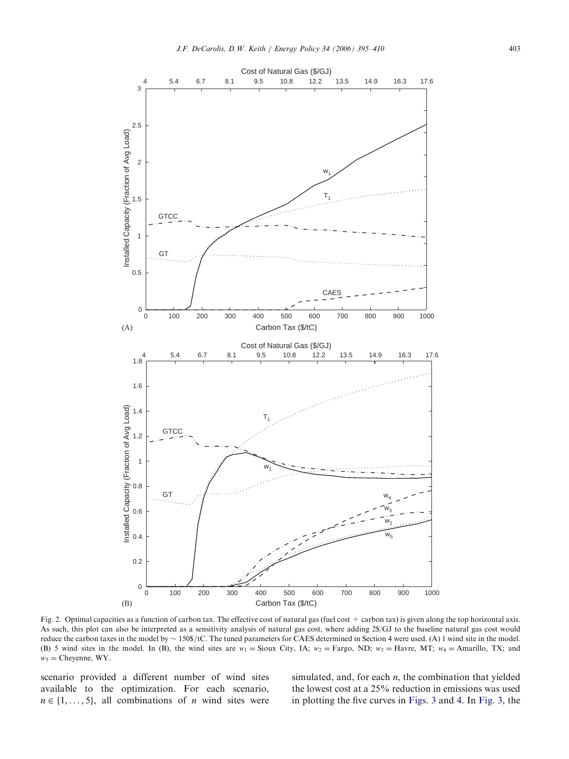Fig. 2. Optimal capacities as a function of carbon tax. The effective cost of natural gas (fuel cost + carbon tax) is given along the top horizontal axis. As such, this plot can also be interpreted as a sensitivity analysis of natural gas cost, where adding 2$/GJ to the baseline natural gas cost would reduce the carbon taxes in the model by ~ 150$/tC. The tuned parameters for CAES determined in Section 4 were used. (A) 1 wind site in the model. (B) 5 wind sites in the model. In (B), the wind sites are $w_1$ = Sioux City, IA; $w_2$ = Fargo, ND; $w_3$ = Havre, MT; $w_4$ = Amarillo, TX; and $w_5$ = Cheyenne, WY.

scenario provided a different number of wind sites available to the optimization. For each scenario, $n \in \{1, \ldots, 5\}$, all combinations of $n$ wind sites were simulated, and, for each $n$, the combination that yielded the lowest cost at a 25% reduction in emissions was used in plotting the five curves in Figs. 3 and 4. In Fig. 3, the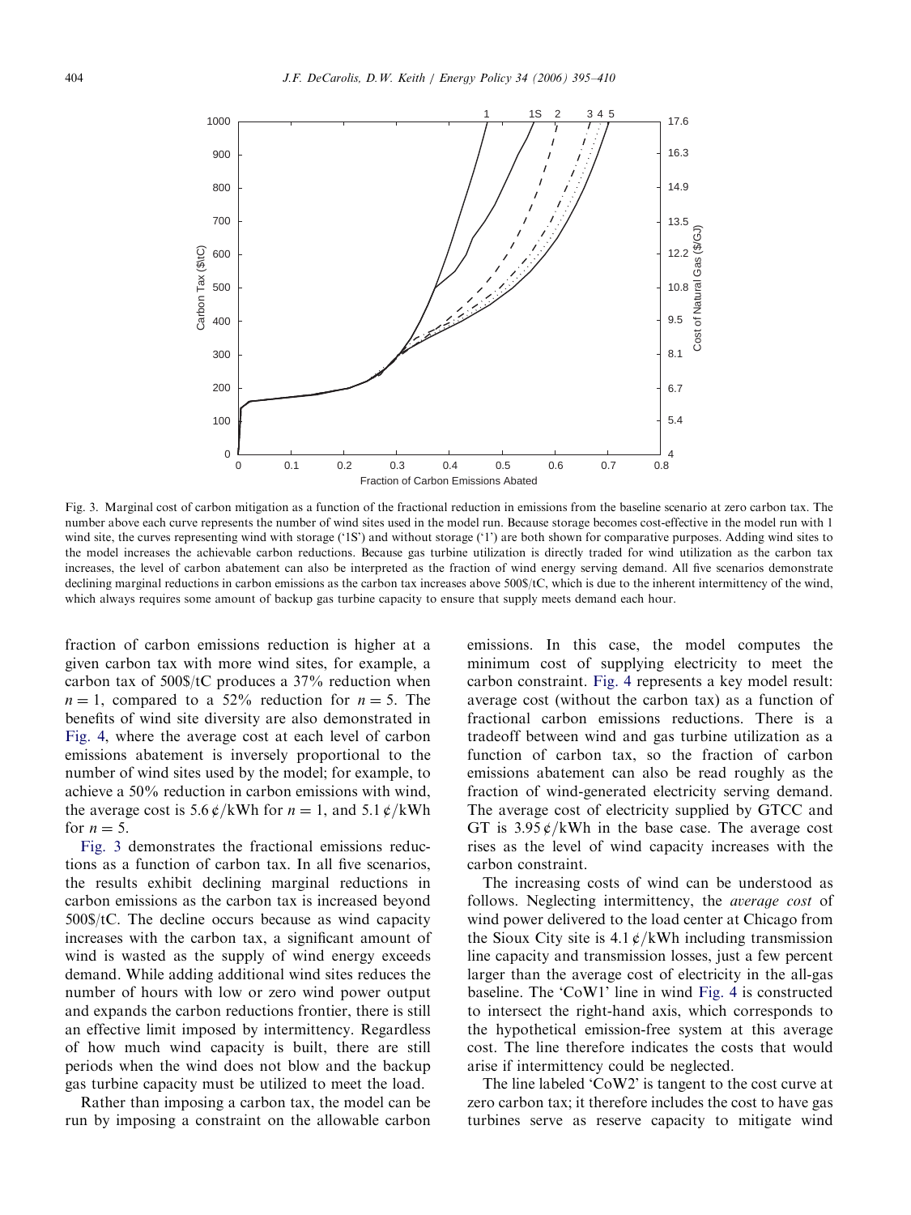Fig. 3. Marginal cost of carbon mitigation as a function of the fractional reduction in emissions from the baseline scenario at zero carbon tax. The number above each curve represents the number of wind sites used in the model run. Because storage becomes cost-effective in the model run with 1 wind site, the curves representing wind with storage ('1S') and without storage ('1') are both shown for comparative purposes. Adding wind sites to the model increases the achievable carbon reductions. Because gas turbine utilization is directly traded for wind utilization as the carbon tax increases, the level of carbon abatement can also be interpreted as the fraction of wind energy serving demand. All five scenarios demonstrate declining marginal reductions in carbon emissions as the carbon tax increases above 500\$/tC, which is due to the inherent intermittency of the wind, which always requires some amount of backup gas turbine capacity to ensure that supply meets demand each hour.

fraction of carbon emissions reduction is higher at a given carbon tax with more wind sites, for example, a carbon tax of 500\$/tC produces a 37% reduction when $n = 1$, compared to a 52% reduction for $n = 5$. The benefits of wind site diversity are also demonstrated in Fig. 4, where the average cost at each level of carbon emissions abatement is inversely proportional to the number of wind sites used by the model; for example, to achieve a 50% reduction in carbon emissions with wind, the average cost is 5.6 ¢/kWh for $n = 1$, and 5.1 ¢/kWh for $n = 5$.

Fig. 3 demonstrates the fractional emissions reductions as a function of carbon tax. In all five scenarios, the results exhibit declining marginal reductions in carbon emissions as the carbon tax is increased beyond 500\$/tC. The decline occurs because as wind capacity increases with the carbon tax, a significant amount of wind is wasted as the supply of wind energy exceeds demand. While adding additional wind sites reduces the number of hours with low or zero wind power output and expands the carbon reductions frontier, there is still an effective limit imposed by intermittency. Regardless of how much wind capacity is built, there are still periods when the wind does not blow and the backup gas turbine capacity must be utilized to meet the load.

Rather than imposing a carbon tax, the model can be run by imposing a constraint on the allowable carbon emissions. In this case, the model computes the minimum cost of supplying electricity to meet the carbon constraint. Fig. 4 represents a key model result: average cost (without the carbon tax) as a function of fractional carbon emissions reductions. There is a tradeoff between wind and gas turbine utilization as a function of carbon tax, so the fraction of carbon emissions abatement can also be read roughly as the fraction of wind-generated electricity serving demand. The average cost of electricity supplied by GTCC and GT is 3.95 ¢/kWh in the base case. The average cost rises as the level of wind capacity increases with the carbon constraint.

The increasing costs of wind can be understood as follows. Neglecting intermittency, the *average cost* of wind power delivered to the load center at Chicago from the Sioux City site is 4.1 ¢/kWh including transmission line capacity and transmission losses, just a few percent larger than the average cost of electricity in the all-gas baseline. The 'CoW1' line in wind Fig. 4 is constructed to intersect the right-hand axis, which corresponds to the hypothetical emission-free system at this average cost. The line therefore indicates the costs that would arise if intermittency could be neglected.

The line labeled 'CoW2' is tangent to the cost curve at zero carbon tax; it therefore includes the cost to have gas turbines serve as reserve capacity to mitigate wind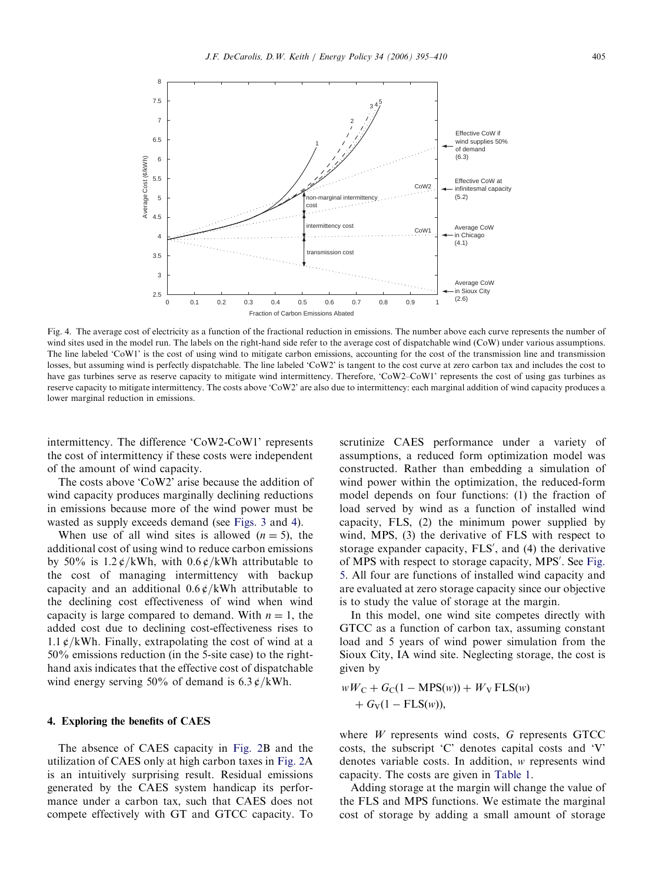Fig. 4. The average cost of electricity as a function of the fractional reduction in emissions. The number above each curve represents the number of wind sites used in the model run. The labels on the right-hand side refer to the average cost of dispatchable wind (CoW) under various assumptions. The line labeled 'CoW1' is the cost of using wind to mitigate carbon emissions, accounting for the cost of the transmission line and transmission losses, but assuming wind is perfectly dispatchable. The line labeled 'CoW2' is tangent to the cost curve at zero carbon tax and includes the cost to have gas turbines serve as reserve capacity to mitigate wind intermittency. Therefore, 'CoW2–CoW1' represents the cost of using gas turbines as reserve capacity to mitigate intermittency. The costs above 'CoW2' are also due to intermittency: each marginal addition of wind capacity produces a lower marginal reduction in emissions.

intermittency. The difference 'CoW2-CoW1' represents the cost of intermittency if these costs were independent of the amount of wind capacity.

The costs above 'CoW2' arise because the addition of wind capacity produces marginally declining reductions in emissions because more of the wind power must be wasted as supply exceeds demand (see Figs. 3 and 4).

When use of all wind sites is allowed ($n = 5$), the additional cost of using wind to reduce carbon emissions by 50% is 1.2 ¢/kWh, with 0.6 ¢/kWh attributable to the cost of managing intermittency with backup capacity and an additional 0.6 ¢/kWh attributable to the declining cost effectiveness of wind when wind capacity is large compared to demand. With $n = 1$, the added cost due to declining cost-effectiveness rises to 1.1 ¢/kWh. Finally, extrapolating the cost of wind at a 50% emissions reduction (in the 5-site case) to the right-hand axis indicates that the effective cost of dispatchable wind energy serving 50% of demand is 6.3 ¢/kWh.

## 4. Exploring the benefits of CAES

The absence of CAES capacity in Fig. 2B and the utilization of CAES only at high carbon taxes in Fig. 2A is an intuitively surprising result. Residual emissions generated by the CAES system handicap its performance under a carbon tax, such that CAES does not compete effectively with GT and GTCC capacity. To scrutinize CAES performance under a variety of assumptions, a reduced form optimization model was constructed. Rather than embedding a simulation of wind power within the optimization, the reduced-form model depends on four functions: (1) the fraction of load served by wind as a function of installed wind capacity, FLS, (2) the minimum power supplied by wind, MPS, (3) the derivative of FLS with respect to storage expander capacity, FLS′, and (4) the derivative of MPS with respect to storage capacity, MPS′. See Fig. 5. All four are functions of installed wind capacity and are evaluated at zero storage capacity since our objective is to study the value of storage at the margin.

In this model, one wind site competes directly with GTCC as a function of carbon tax, assuming constant load and 5 years of wind power simulation from the Sioux City, IA wind site. Neglecting storage, the cost is given by

$$wW_C + G_C(1 - \mathrm{MPS}(w)) + W_V\,\mathrm{FLS}(w) + G_V(1 - \mathrm{FLS}(w)),$$

where $W$ represents wind costs, $G$ represents GTCC costs, the subscript 'C' denotes capital costs and 'V' denotes variable costs. In addition, $w$ represents wind capacity. The costs are given in Table 1.

Adding storage at the margin will change the value of the FLS and MPS functions. We estimate the marginal cost of storage by adding a small amount of storage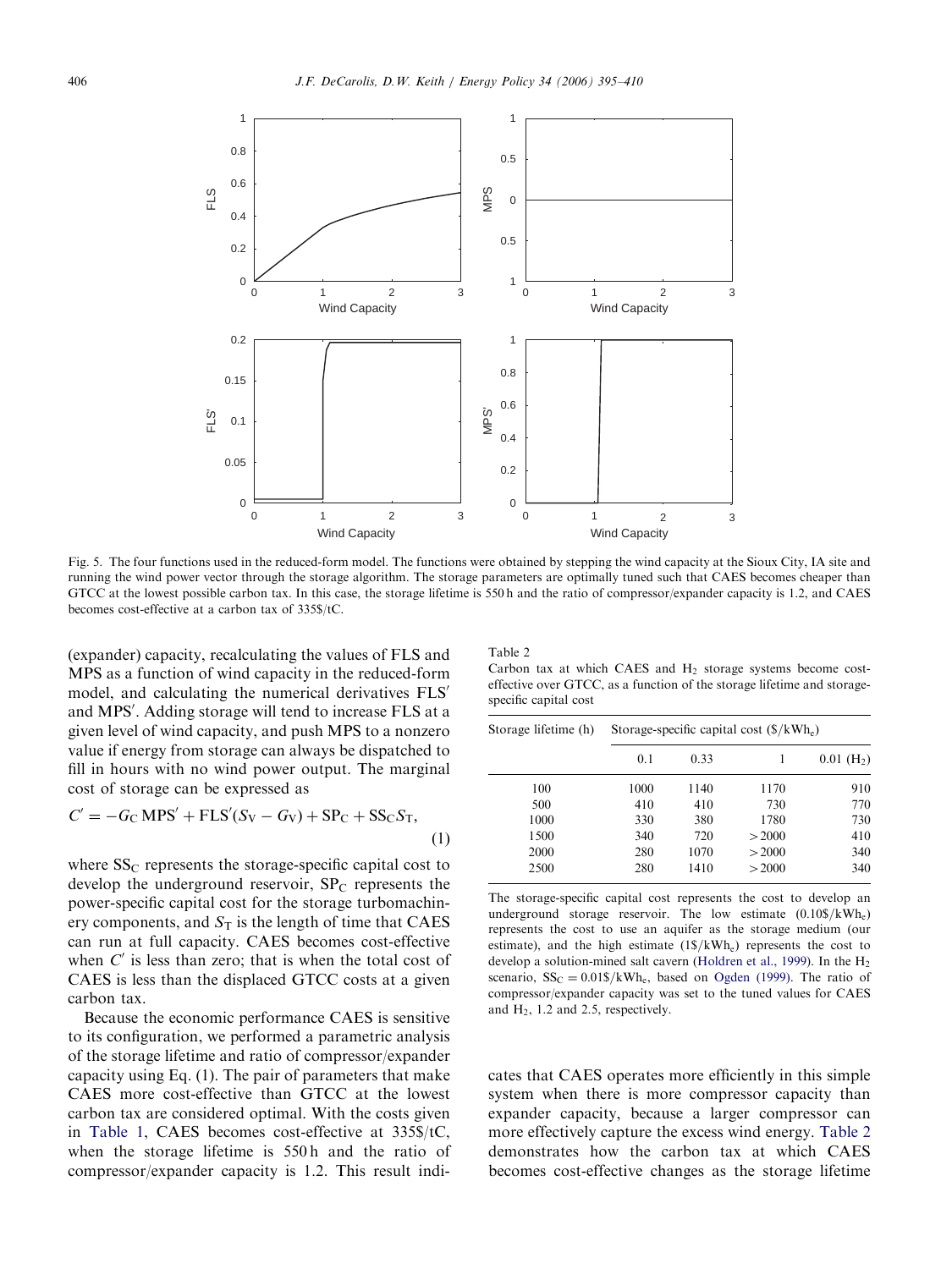Fig. 5. The four functions used in the reduced-form model. The functions were obtained by stepping the wind capacity at the Sioux City, IA site and running the wind power vector through the storage algorithm. The storage parameters are optimally tuned such that CAES becomes cheaper than GTCC at the lowest possible carbon tax. In this case, the storage lifetime is 550 h and the ratio of compressor/expander capacity is 1.2, and CAES becomes cost-effective at a carbon tax of 335$/tC.

(expander) capacity, recalculating the values of FLS and MPS as a function of wind capacity in the reduced-form model, and calculating the numerical derivatives FLS′ and MPS′. Adding storage will tend to increase FLS at a given level of wind capacity, and push MPS to a nonzero value if energy from storage can always be dispatched to fill in hours with no wind power output. The marginal cost of storage can be expressed as

$$C' = -G_C \, \text{MPS}' + \text{FLS}'(S_V - G_V) + \text{SP}_C + \text{SS}_C S_T, \tag{1}$$

where $\text{SS}_C$ represents the storage-specific capital cost to develop the underground reservoir, $\text{SP}_C$ represents the power-specific capital cost for the storage turbomachinery components, and $S_T$ is the length of time that CAES can run at full capacity. CAES becomes cost-effective when $C'$ is less than zero; that is when the total cost of CAES is less than the displaced GTCC costs at a given carbon tax.

Because the economic performance CAES is sensitive to its configuration, we performed a parametric analysis of the storage lifetime and ratio of compressor/expander capacity using Eq. (1). The pair of parameters that make CAES more cost-effective than GTCC at the lowest carbon tax are considered optimal. With the costs given in Table 1, CAES becomes cost-effective at 335$/tC, when the storage lifetime is 550 h and the ratio of compressor/expander capacity is 1.2. This result indicates that CAES operates more efficiently in this simple system when there is more compressor capacity than expander capacity, because a larger compressor can more effectively capture the excess wind energy. Table 2 demonstrates how the carbon tax at which CAES becomes cost-effective changes as the storage lifetime

Table 2
Carbon tax at which CAES and $H_2$ storage systems become cost-effective over GTCC, as a function of the storage lifetime and storage-specific capital cost

| Storage lifetime (h) | Storage-specific capital cost ($/kWh$_e$) | | | |
|---|---|---|---|---|
| | 0.1 | 0.33 | 1 | 0.01 ($H_2$) |
| 100 | 1000 | 1140 | 1170 | 910 |
| 500 | 410 | 410 | 730 | 770 |
| 1000 | 330 | 380 | 1780 | 730 |
| 1500 | 340 | 720 | >2000 | 410 |
| 2000 | 280 | 1070 | >2000 | 340 |
| 2500 | 280 | 1410 | >2000 | 340 |

The storage-specific capital cost represents the cost to develop an underground storage reservoir. The low estimate (0.10$/kWh$_e$) represents the cost to use an aquifer as the storage medium (our estimate), and the high estimate (1$/kWh$_e$) represents the cost to develop a solution-mined salt cavern (Holdren et al., 1999). In the $H_2$ scenario, $\text{SS}_C = 0.01$$/kWh$_e$, based on Ogden (1999). The ratio of compressor/expander capacity was set to the tuned values for CAES and $H_2$, 1.2 and 2.5, respectively.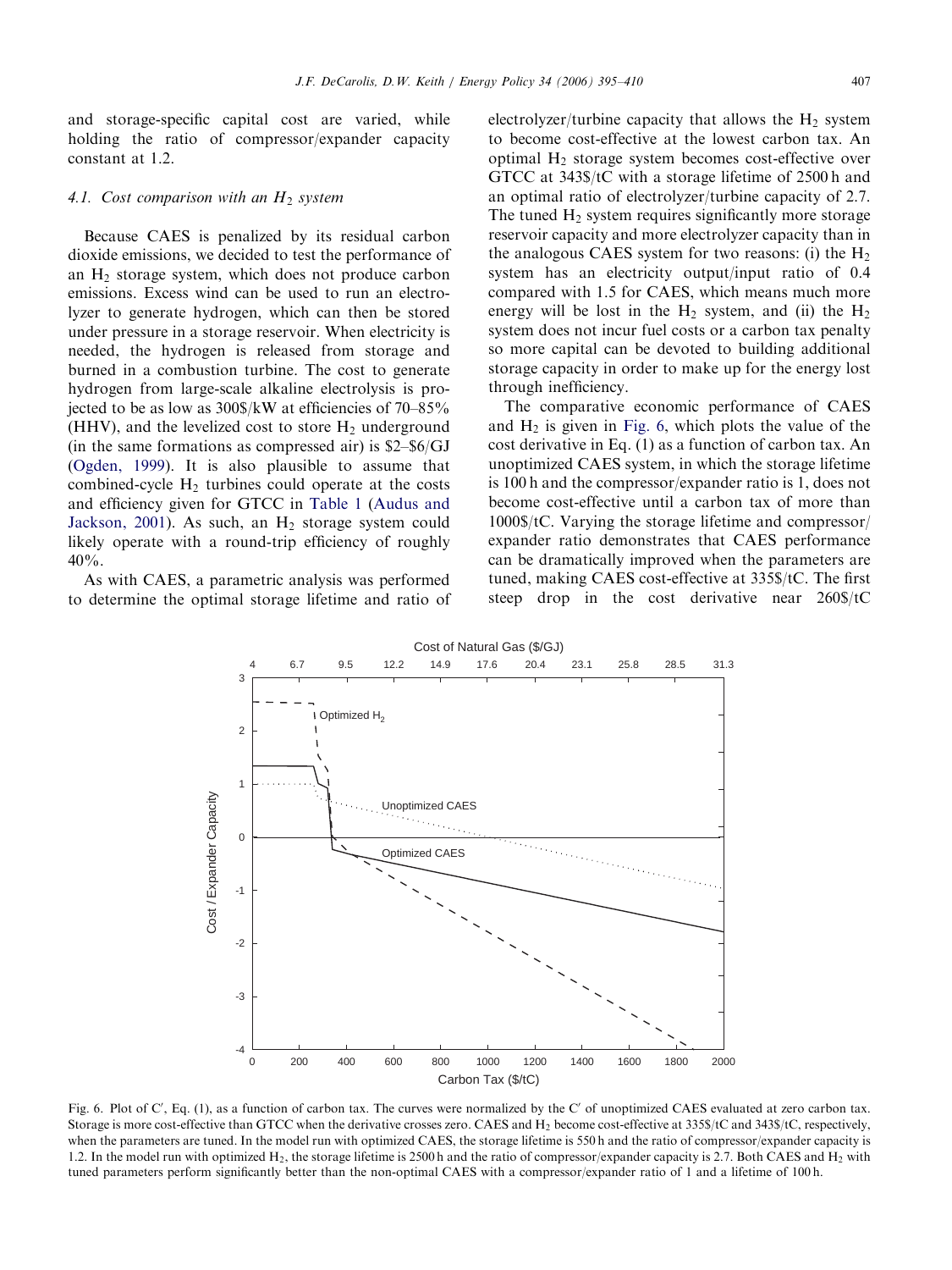and storage-specific capital cost are varied, while holding the ratio of compressor/expander capacity constant at 1.2.

### 4.1. Cost comparison with an $H_2$ system

Because CAES is penalized by its residual carbon dioxide emissions, we decided to test the performance of an $H_2$ storage system, which does not produce carbon emissions. Excess wind can be used to run an electrolyzer to generate hydrogen, which can then be stored under pressure in a storage reservoir. When electricity is needed, the hydrogen is released from storage and burned in a combustion turbine. The cost to generate hydrogen from large-scale alkaline electrolysis is projected to be as low as 300$/kW at efficiencies of 70–85% (HHV), and the levelized cost to store $H_2$ underground (in the same formations as compressed air) is $2–$6/GJ (Ogden, 1999). It is also plausible to assume that combined-cycle $H_2$ turbines could operate at the costs and efficiency given for GTCC in Table 1 (Audus and Jackson, 2001). As such, an $H_2$ storage system could likely operate with a round-trip efficiency of roughly 40%.

As with CAES, a parametric analysis was performed to determine the optimal storage lifetime and ratio of electrolyzer/turbine capacity that allows the $H_2$ system to become cost-effective at the lowest carbon tax. An optimal $H_2$ storage system becomes cost-effective over GTCC at 343$/tC with a storage lifetime of 2500 h and an optimal ratio of electrolyzer/turbine capacity of 2.7. The tuned $H_2$ system requires significantly more storage reservoir capacity and more electrolyzer capacity than in the analogous CAES system for two reasons: (i) the $H_2$ system has an electricity output/input ratio of 0.4 compared with 1.5 for CAES, which means much more energy will be lost in the $H_2$ system, and (ii) the $H_2$ system does not incur fuel costs or a carbon tax penalty so more capital can be devoted to building additional storage capacity in order to make up for the energy lost through inefficiency.

The comparative economic performance of CAES and $H_2$ is given in Fig. 6, which plots the value of the cost derivative in Eq. (1) as a function of carbon tax. An unoptimized CAES system, in which the storage lifetime is 100 h and the compressor/expander ratio is 1, does not become cost-effective until a carbon tax of more than 1000$/tC. Varying the storage lifetime and compressor/expander ratio demonstrates that CAES performance can be dramatically improved when the parameters are tuned, making CAES cost-effective at 335$/tC. The first steep drop in the cost derivative near 260$/tC

Fig. 6. Plot of $C'$, Eq. (1), as a function of carbon tax. The curves were normalized by the $C'$ of unoptimized CAES evaluated at zero carbon tax. Storage is more cost-effective than GTCC when the derivative crosses zero. CAES and $H_2$ become cost-effective at 335$/tC and 343$/tC, respectively, when the parameters are tuned. In the model run with optimized CAES, the storage lifetime is 550 h and the ratio of compressor/expander capacity is 1.2. In the model run with optimized $H_2$, the storage lifetime is 2500 h and the ratio of compressor/expander capacity is 2.7. Both CAES and $H_2$ with tuned parameters perform significantly better than the non-optimal CAES with a compressor/expander ratio of 1 and a lifetime of 100 h.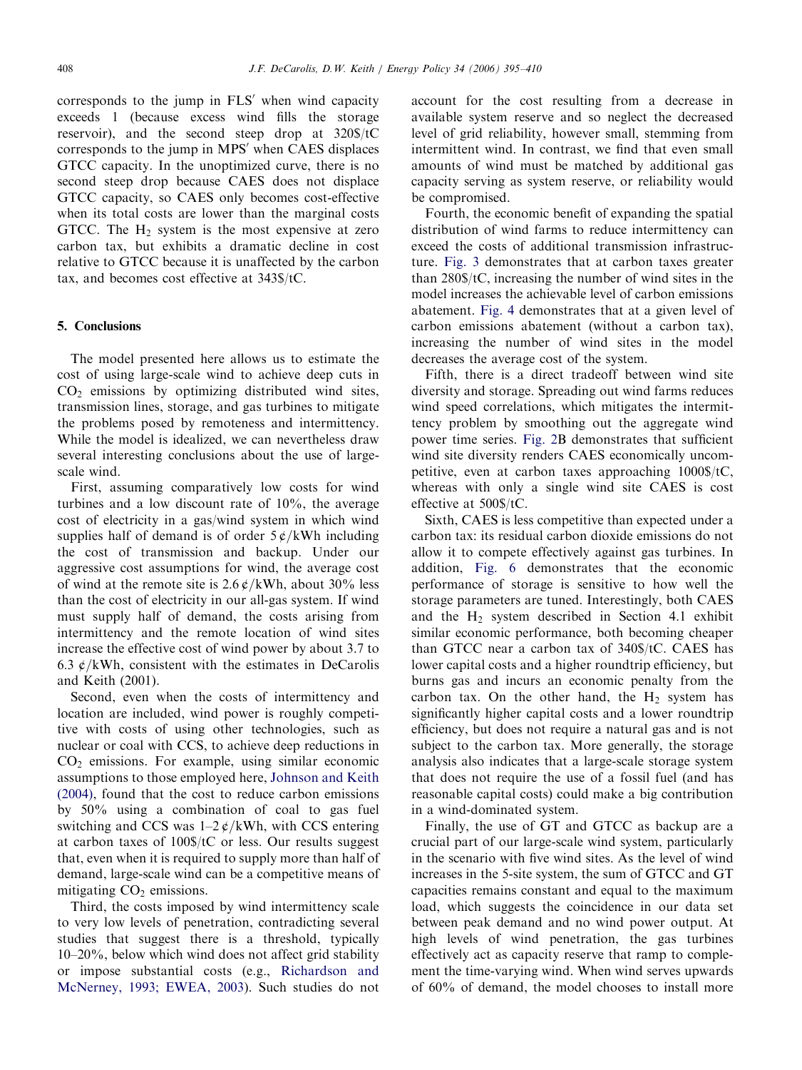corresponds to the jump in FLS′ when wind capacity exceeds 1 (because excess wind fills the storage reservoir), and the second steep drop at 320$/tC corresponds to the jump in MPS′ when CAES displaces GTCC capacity. In the unoptimized curve, there is no second steep drop because CAES does not displace GTCC capacity, so CAES only becomes cost-effective when its total costs are lower than the marginal costs GTCC. The $H_2$ system is the most expensive at zero carbon tax, but exhibits a dramatic decline in cost relative to GTCC because it is unaffected by the carbon tax, and becomes cost effective at 343$/tC.

## 5. Conclusions

The model presented here allows us to estimate the cost of using large-scale wind to achieve deep cuts in $CO_2$ emissions by optimizing distributed wind sites, transmission lines, storage, and gas turbines to mitigate the problems posed by remoteness and intermittency. While the model is idealized, we can nevertheless draw several interesting conclusions about the use of large-scale wind.

First, assuming comparatively low costs for wind turbines and a low discount rate of 10%, the average cost of electricity in a gas/wind system in which wind supplies half of demand is of order 5¢/kWh including the cost of transmission and backup. Under our aggressive cost assumptions for wind, the average cost of wind at the remote site is 2.6¢/kWh, about 30% less than the cost of electricity in our all-gas system. If wind must supply half of demand, the costs arising from intermittency and the remote location of wind sites increase the effective cost of wind power by about 3.7 to 6.3 ¢/kWh, consistent with the estimates in DeCarolis and Keith (2001).

Second, even when the costs of intermittency and location are included, wind power is roughly competitive with costs of using other technologies, such as nuclear or coal with CCS, to achieve deep reductions in $CO_2$ emissions. For example, using similar economic assumptions to those employed here, Johnson and Keith (2004), found that the cost to reduce carbon emissions by 50% using a combination of coal to gas fuel switching and CCS was 1–2 ¢/kWh, with CCS entering at carbon taxes of 100$/tC or less. Our results suggest that, even when it is required to supply more than half of demand, large-scale wind can be a competitive means of mitigating $CO_2$ emissions.

Third, the costs imposed by wind intermittency scale to very low levels of penetration, contradicting several studies that suggest there is a threshold, typically 10–20%, below which wind does not affect grid stability or impose substantial costs (e.g., Richardson and McNerney, 1993; EWEA, 2003). Such studies do not account for the cost resulting from a decrease in available system reserve and so neglect the decreased level of grid reliability, however small, stemming from intermittent wind. In contrast, we find that even small amounts of wind must be matched by additional gas capacity serving as system reserve, or reliability would be compromised.

Fourth, the economic benefit of expanding the spatial distribution of wind farms to reduce intermittency can exceed the costs of additional transmission infrastructure. Fig. 3 demonstrates that at carbon taxes greater than 280$/tC, increasing the number of wind sites in the model increases the achievable level of carbon emissions abatement. Fig. 4 demonstrates that at a given level of carbon emissions abatement (without a carbon tax), increasing the number of wind sites in the model decreases the average cost of the system.

Fifth, there is a direct tradeoff between wind site diversity and storage. Spreading out wind farms reduces wind speed correlations, which mitigates the intermittency problem by smoothing out the aggregate wind power time series. Fig. 2B demonstrates that sufficient wind site diversity renders CAES economically uncompetitive, even at carbon taxes approaching 1000$/tC, whereas with only a single wind site CAES is cost effective at 500$/tC.

Sixth, CAES is less competitive than expected under a carbon tax: its residual carbon dioxide emissions do not allow it to compete effectively against gas turbines. In addition, Fig. 6 demonstrates that the economic performance of storage is sensitive to how well the storage parameters are tuned. Interestingly, both CAES and the $H_2$ system described in Section 4.1 exhibit similar economic performance, both becoming cheaper than GTCC near a carbon tax of 340$/tC. CAES has lower capital costs and a higher roundtrip efficiency, but burns gas and incurs an economic penalty from the carbon tax. On the other hand, the $H_2$ system has significantly higher capital costs and a lower roundtrip efficiency, but does not require a natural gas and is not subject to the carbon tax. More generally, the storage analysis also indicates that a large-scale storage system that does not require the use of a fossil fuel (and has reasonable capital costs) could make a big contribution in a wind-dominated system.

Finally, the use of GT and GTCC as backup are a crucial part of our large-scale wind system, particularly in the scenario with five wind sites. As the level of wind increases in the 5-site system, the sum of GTCC and GT capacities remains constant and equal to the maximum load, which suggests the coincidence in our data set between peak demand and no wind power output. At high levels of wind penetration, the gas turbines effectively act as capacity reserve that ramp to complement the time-varying wind. When wind serves upwards of 60% of demand, the model chooses to install more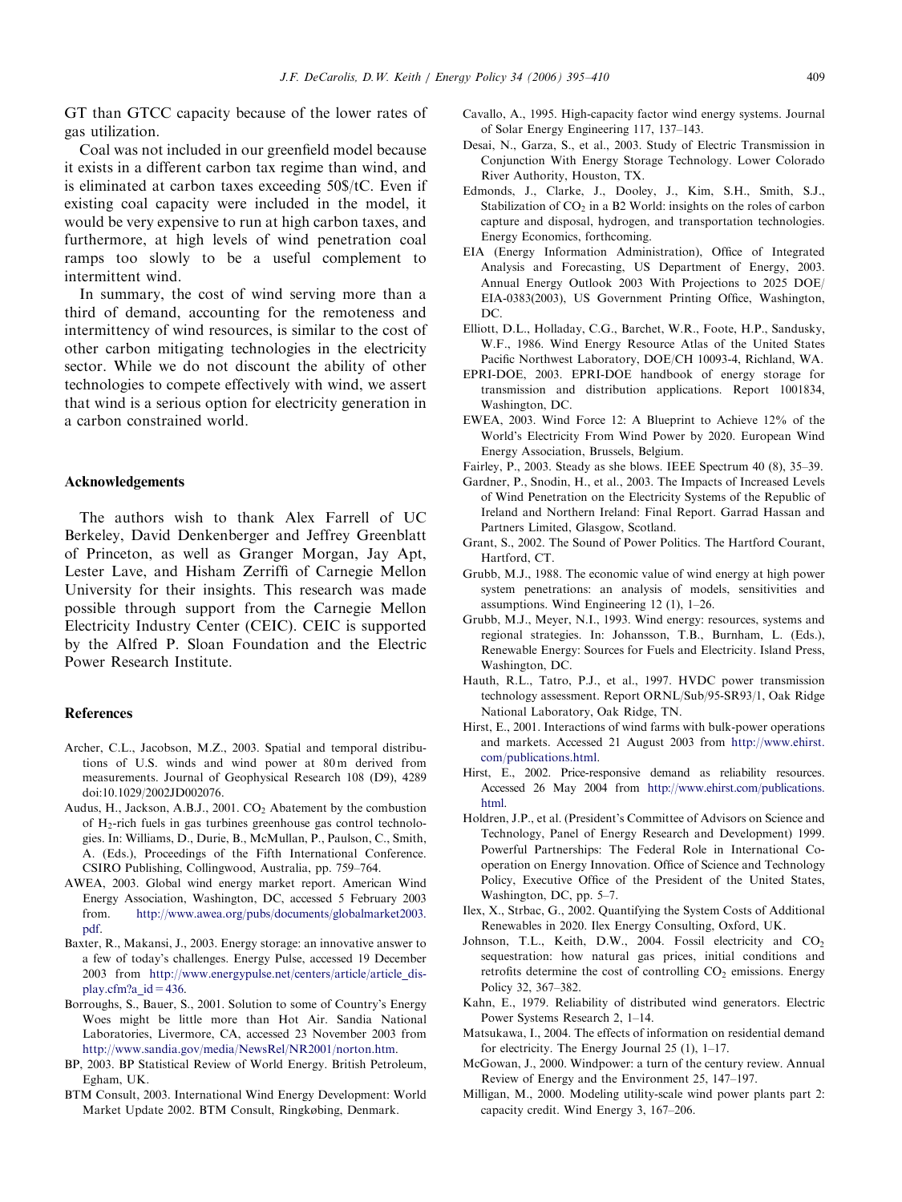GT than GTCC capacity because of the lower rates of gas utilization.

Coal was not included in our greenfield model because it exists in a different carbon tax regime than wind, and is eliminated at carbon taxes exceeding 50$/tC. Even if existing coal capacity were included in the model, it would be very expensive to run at high carbon taxes, and furthermore, at high levels of wind penetration coal ramps too slowly to be a useful complement to intermittent wind.

In summary, the cost of wind serving more than a third of demand, accounting for the remoteness and intermittency of wind resources, is similar to the cost of other carbon mitigating technologies in the electricity sector. While we do not discount the ability of other technologies to compete effectively with wind, we assert that wind is a serious option for electricity generation in a carbon constrained world.

## Acknowledgements

The authors wish to thank Alex Farrell of UC Berkeley, David Denkenberger and Jeffrey Greenblatt of Princeton, as well as Granger Morgan, Jay Apt, Lester Lave, and Hisham Zerriffi of Carnegie Mellon University for their insights. This research was made possible through support from the Carnegie Mellon Electricity Industry Center (CEIC). CEIC is supported by the Alfred P. Sloan Foundation and the Electric Power Research Institute.

## References

Archer, C.L., Jacobson, M.Z., 2003. Spatial and temporal distributions of U.S. winds and wind power at 80 m derived from measurements. Journal of Geophysical Research 108 (D9), 4289 doi:10.1029/2002JD002076.

Audus, H., Jackson, A.B.J., 2001. $CO_2$ Abatement by the combustion of $H_2$-rich fuels in gas turbines greenhouse gas control technologies. In: Williams, D., Durie, B., McMullan, P., Paulson, C., Smith, A. (Eds.), Proceedings of the Fifth International Conference. CSIRO Publishing, Collingwood, Australia, pp. 759–764.

AWEA, 2003. Global wind energy market report. American Wind Energy Association, Washington, DC, accessed 5 February 2003 from. http://www.awea.org/pubs/documents/globalmarket2003.pdf.

Baxter, R., Makansi, J., 2003. Energy storage: an innovative answer to a few of today's challenges. Energy Pulse, accessed 19 December 2003 from http://www.energypulse.net/centers/article/article_display.cfm?a_id=436.

Borroughs, S., Bauer, S., 2001. Solution to some of Country's Energy Woes might be little more than Hot Air. Sandia National Laboratories, Livermore, CA, accessed 23 November 2003 from http://www.sandia.gov/media/NewsRel/NR2001/norton.htm.

BP, 2003. BP Statistical Review of World Energy. British Petroleum, Egham, UK.

BTM Consult, 2003. International Wind Energy Development: World Market Update 2002. BTM Consult, Ringkøbing, Denmark.

Cavallo, A., 1995. High-capacity factor wind energy systems. Journal of Solar Energy Engineering 117, 137–143.

Desai, N., Garza, S., et al., 2003. Study of Electric Transmission in Conjunction With Energy Storage Technology. Lower Colorado River Authority, Houston, TX.

Edmonds, J., Clarke, J., Dooley, J., Kim, S.H., Smith, S.J., Stabilization of $CO_2$ in a B2 World: insights on the roles of carbon capture and disposal, hydrogen, and transportation technologies. Energy Economics, forthcoming.

EIA (Energy Information Administration), Office of Integrated Analysis and Forecasting, US Department of Energy, 2003. Annual Energy Outlook 2003 With Projections to 2025 DOE/EIA-0383(2003), US Government Printing Office, Washington, DC.

Elliott, D.L., Holladay, C.G., Barchet, W.R., Foote, H.P., Sandusky, W.F., 1986. Wind Energy Resource Atlas of the United States Pacific Northwest Laboratory, DOE/CH 10093-4, Richland, WA.

EPRI-DOE, 2003. EPRI-DOE handbook of energy storage for transmission and distribution applications. Report 1001834, Washington, DC.

EWEA, 2003. Wind Force 12: A Blueprint to Achieve 12% of the World's Electricity From Wind Power by 2020. European Wind Energy Association, Brussels, Belgium.

Fairley, P., 2003. Steady as she blows. IEEE Spectrum 40 (8), 35–39.

Gardner, P., Snodin, H., et al., 2003. The Impacts of Increased Levels of Wind Penetration on the Electricity Systems of the Republic of Ireland and Northern Ireland: Final Report. Garrad Hassan and Partners Limited, Glasgow, Scotland.

Grant, S., 2002. The Sound of Power Politics. The Hartford Courant, Hartford, CT.

Grubb, M.J., 1988. The economic value of wind energy at high power system penetrations: an analysis of models, sensitivities and assumptions. Wind Engineering 12 (1), 1–26.

Grubb, M.J., Meyer, N.I., 1993. Wind energy: resources, systems and regional strategies. In: Johansson, T.B., Burnham, L. (Eds.), Renewable Energy: Sources for Fuels and Electricity. Island Press, Washington, DC.

Hauth, R.L., Tatro, P.J., et al., 1997. HVDC power transmission technology assessment. Report ORNL/Sub/95-SR93/1, Oak Ridge National Laboratory, Oak Ridge, TN.

Hirst, E., 2001. Interactions of wind farms with bulk-power operations and markets. Accessed 21 August 2003 from http://www.ehirst.com/publications.html.

Hirst, E., 2002. Price-responsive demand as reliability resources. Accessed 26 May 2004 from http://www.ehirst.com/publications.html.

Holdren, J.P., et al. (President's Committee of Advisors on Science and Technology, Panel of Energy Research and Development) 1999. Powerful Partnerships: The Federal Role in International Co-operation on Energy Innovation. Office of Science and Technology Policy, Executive Office of the President of the United States, Washington, DC, pp. 5–7.

Ilex, X., Strbac, G., 2002. Quantifying the System Costs of Additional Renewables in 2020. Ilex Energy Consulting, Oxford, UK.

Johnson, T.L., Keith, D.W., 2004. Fossil electricity and $CO_2$ sequestration: how natural gas prices, initial conditions and retrofits determine the cost of controlling $CO_2$ emissions. Energy Policy 32, 367–382.

Kahn, E., 1979. Reliability of distributed wind generators. Electric Power Systems Research 2, 1–14.

Matsukawa, I., 2004. The effects of information on residential demand for electricity. The Energy Journal 25 (1), 1–17.

McGowan, J., 2000. Windpower: a turn of the century review. Annual Review of Energy and the Environment 25, 147–197.

Milligan, M., 2000. Modeling utility-scale wind power plants part 2: capacity credit. Wind Energy 3, 167–206.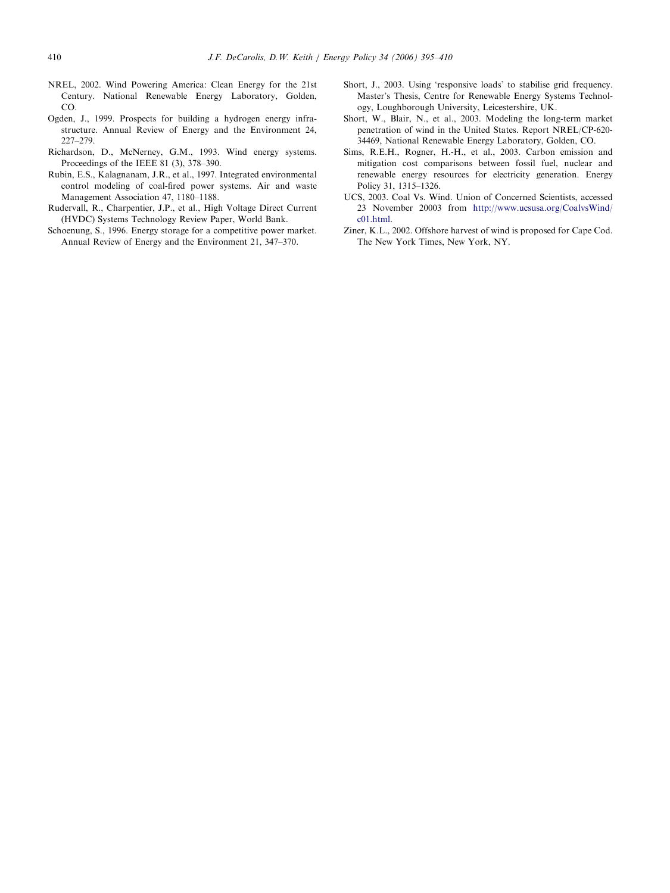NREL, 2002. Wind Powering America: Clean Energy for the 21st Century. National Renewable Energy Laboratory, Golden, CO.

Ogden, J., 1999. Prospects for building a hydrogen energy infrastructure. Annual Review of Energy and the Environment 24, 227–279.

Richardson, D., McNerney, G.M., 1993. Wind energy systems. Proceedings of the IEEE 81 (3), 378–390.

Rubin, E.S., Kalagnanam, J.R., et al., 1997. Integrated environmental control modeling of coal-fired power systems. Air and waste Management Association 47, 1180–1188.

Rudervall, R., Charpentier, J.P., et al., High Voltage Direct Current (HVDC) Systems Technology Review Paper, World Bank.

Schoenung, S., 1996. Energy storage for a competitive power market. Annual Review of Energy and the Environment 21, 347–370.

Short, J., 2003. Using 'responsive loads' to stabilise grid frequency. Master's Thesis, Centre for Renewable Energy Systems Technology, Loughborough University, Leicestershire, UK.

Short, W., Blair, N., et al., 2003. Modeling the long-term market penetration of wind in the United States. Report NREL/CP-620-34469, National Renewable Energy Laboratory, Golden, CO.

Sims, R.E.H., Rogner, H.-H., et al., 2003. Carbon emission and mitigation cost comparisons between fossil fuel, nuclear and renewable energy resources for electricity generation. Energy Policy 31, 1315–1326.

UCS, 2003. Coal Vs. Wind. Union of Concerned Scientists, accessed 23 November 20003 from http://www.ucsusa.org/CoalvsWind/c01.html.

Ziner, K.L., 2002. Offshore harvest of wind is proposed for Cape Cod. The New York Times, New York, NY.